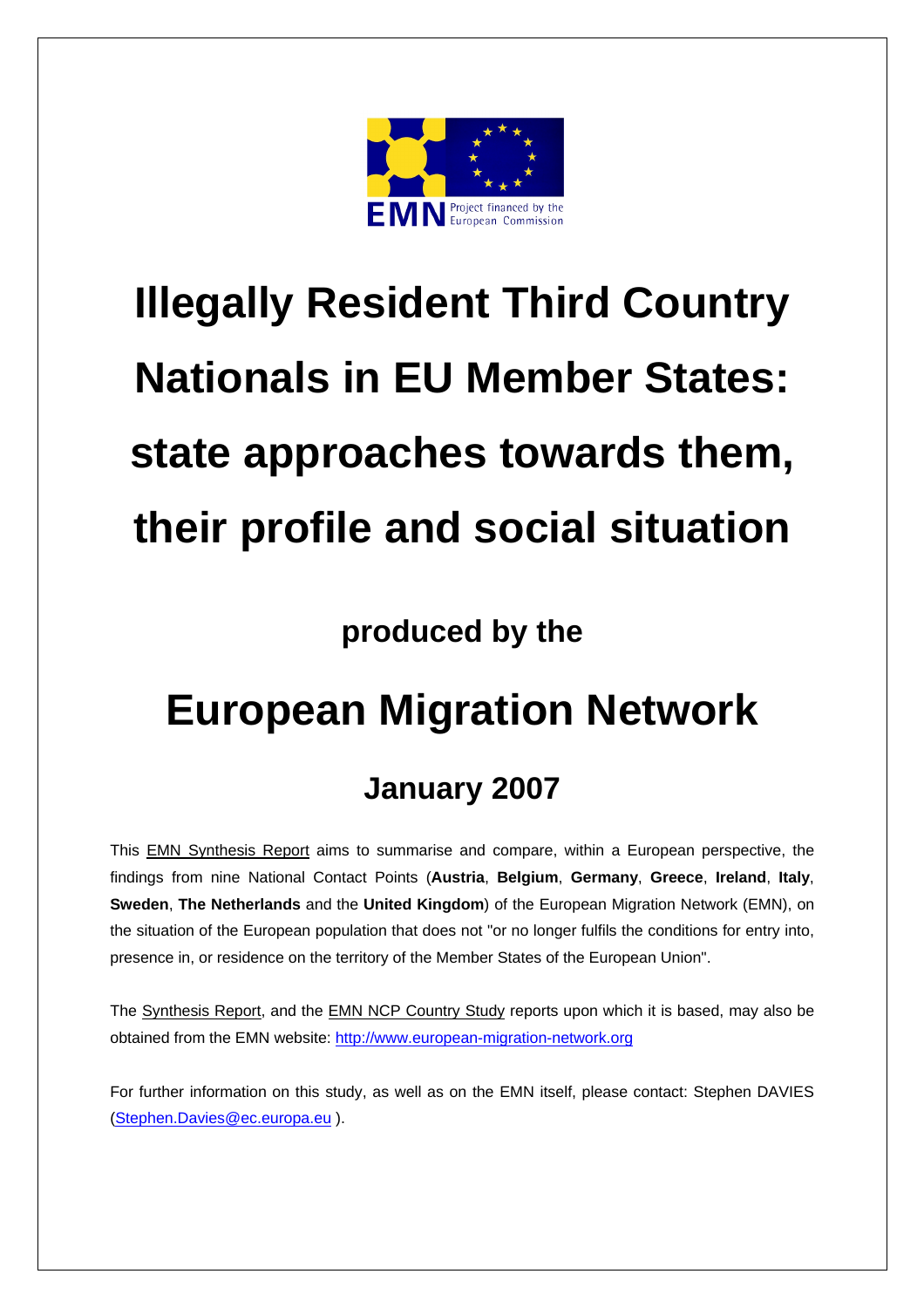# Illegally Resident Third Country Nationals in EU Member States: state approaches towards them, their profile and social situation

## produced by the

# European Migration Network

## January 2007

This EMN Synthesis Report aims to summarise and compare, within a European perspective, the findings from nine National Contact Points (**Austria**, **Belgium**, **Germany**, **Greece**, **Ireland**, **Italy**, **Sweden**, **The Netherlands** and the **United Kingdom**) of the European Migration Network (EMN), on the situation of the European population that does not "or no longer fulfils the conditions for entry into, presence in, or residence on the territory of the Member States of the European Union".

The Synthesis Report, and the EMN NCP Country Study reports upon which it is based, may also be obtained from the EMN website: http://www.european-migration-network.org

For further information on this study, as well as on the EMN itself, please contact: Stephen DAVIES (Stephen.Davies@ec.europa.eu ).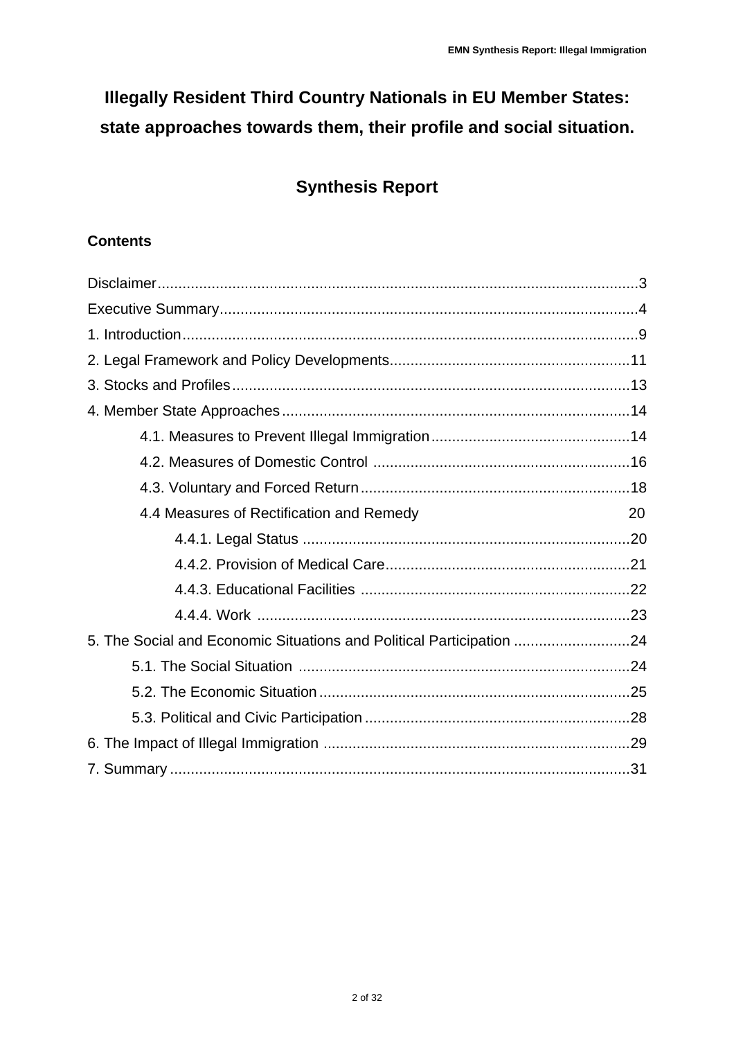# Illegally Resident Third Country Nationals in EU Member States: state approaches towards them, their profile and social situation.

## Synthesis Report

**Contents**

- Disclaimer ... 3
- Executive Summary ... 4
- 1. Introduction ... 9
- 2. Legal Framework and Policy Developments ... 11
- 3. Stocks and Profiles ... 13
- 4. Member State Approaches ... 14
  - 4.1. Measures to Prevent Illegal Immigration ... 14
  - 4.2. Measures of Domestic Control ... 16
  - 4.3. Voluntary and Forced Return ... 18
  - 4.4 Measures of Rectification and Remedy ... 20
    - 4.4.1. Legal Status ... 20
    - 4.4.2. Provision of Medical Care ... 21
    - 4.4.3. Educational Facilities ... 22
    - 4.4.4. Work ... 23
- 5. The Social and Economic Situations and Political Participation ... 24
  - 5.1. The Social Situation ... 24
  - 5.2. The Economic Situation ... 25
  - 5.3. Political and Civic Participation ... 28
- 6. The Impact of Illegal Immigration ... 29
- 7. Summary ... 31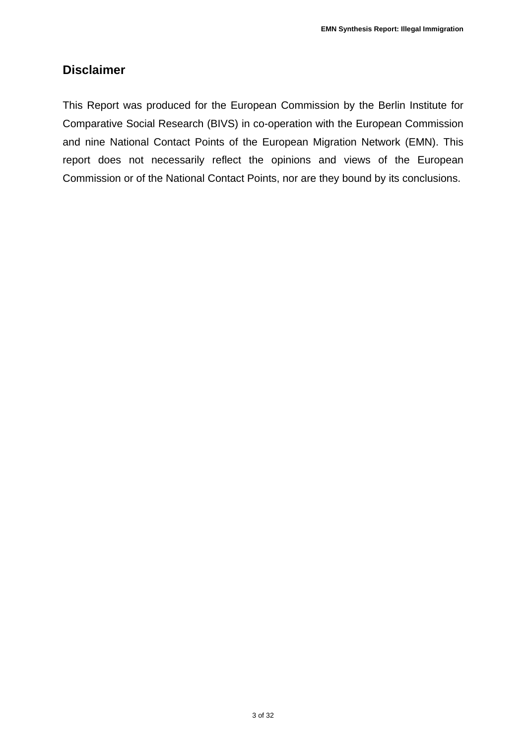## Disclaimer

This Report was produced for the European Commission by the Berlin Institute for Comparative Social Research (BIVS) in co-operation with the European Commission and nine National Contact Points of the European Migration Network (EMN). This report does not necessarily reflect the opinions and views of the European Commission or of the National Contact Points, nor are they bound by its conclusions.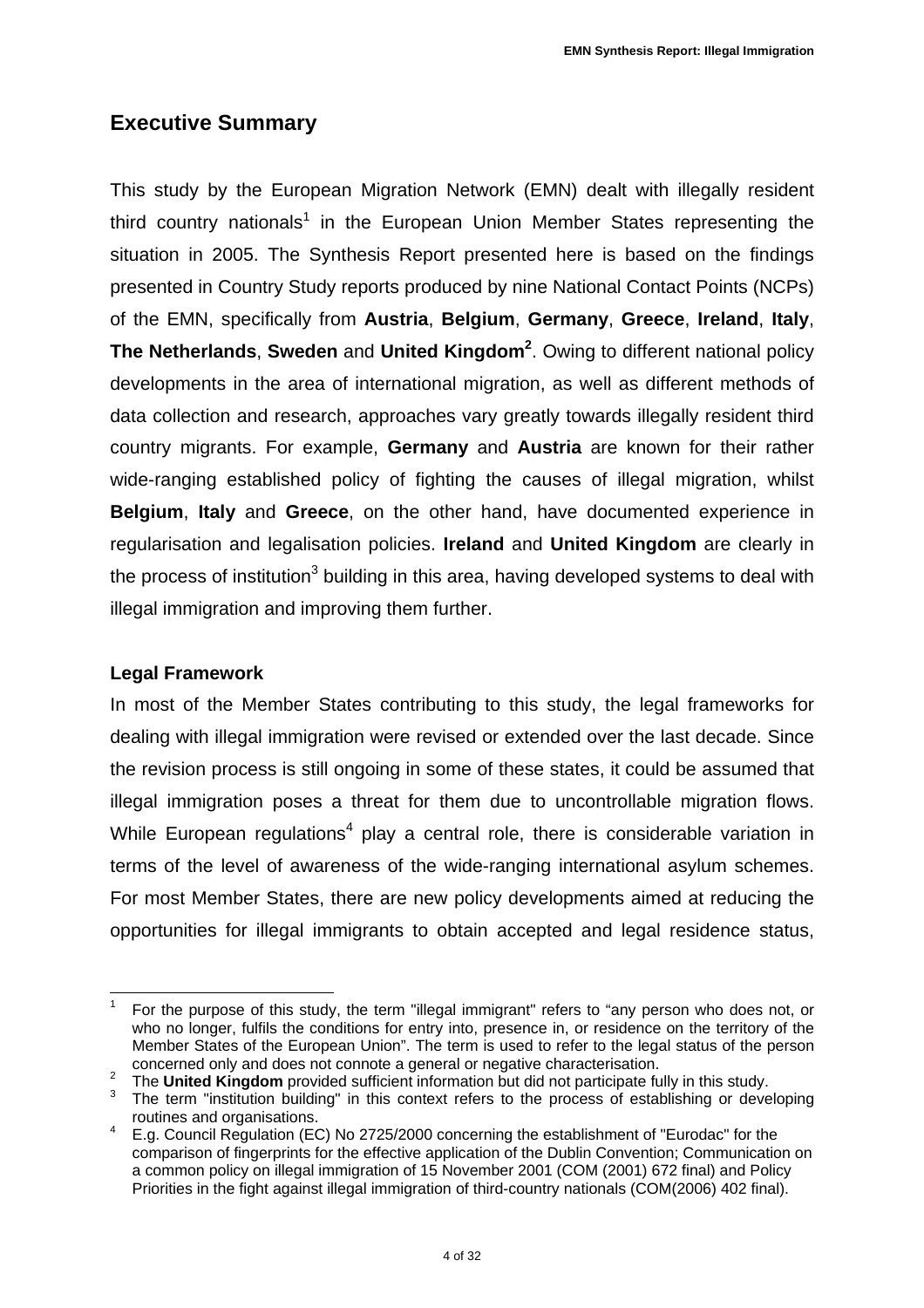## Executive Summary

This study by the European Migration Network (EMN) dealt with illegally resident third country nationals[1] in the European Union Member States representing the situation in 2005. The Synthesis Report presented here is based on the findings presented in Country Study reports produced by nine National Contact Points (NCPs) of the EMN, specifically from **Austria**, **Belgium**, **Germany**, **Greece**, **Ireland**, **Italy**, **The Netherlands**, **Sweden** and **United Kingdom**[2]. Owing to different national policy developments in the area of international migration, as well as different methods of data collection and research, approaches vary greatly towards illegally resident third country migrants. For example, **Germany** and **Austria** are known for their rather wide-ranging established policy of fighting the causes of illegal migration, whilst **Belgium**, **Italy** and **Greece**, on the other hand, have documented experience in regularisation and legalisation policies. **Ireland** and **United Kingdom** are clearly in the process of institution[3] building in this area, having developed systems to deal with illegal immigration and improving them further.

### Legal Framework

In most of the Member States contributing to this study, the legal frameworks for dealing with illegal immigration were revised or extended over the last decade. Since the revision process is still ongoing in some of these states, it could be assumed that illegal immigration poses a threat for them due to uncontrollable migration flows. While European regulations[4] play a central role, there is considerable variation in terms of the level of awareness of the wide-ranging international asylum schemes. For most Member States, there are new policy developments aimed at reducing the opportunities for illegal immigrants to obtain accepted and legal residence status,

---

[1] For the purpose of this study, the term "illegal immigrant" refers to "any person who does not, or who no longer, fulfils the conditions for entry into, presence in, or residence on the territory of the Member States of the European Union". The term is used to refer to the legal status of the person concerned only and does not connote a general or negative characterisation.

[2] The **United Kingdom** provided sufficient information but did not participate fully in this study.

[3] The term "institution building" in this context refers to the process of establishing or developing routines and organisations.

[4] E.g. Council Regulation (EC) No 2725/2000 concerning the establishment of "Eurodac" for the comparison of fingerprints for the effective application of the Dublin Convention; Communication on a common policy on illegal immigration of 15 November 2001 (COM (2001) 672 final) and Policy Priorities in the fight against illegal immigration of third-country nationals (COM(2006) 402 final).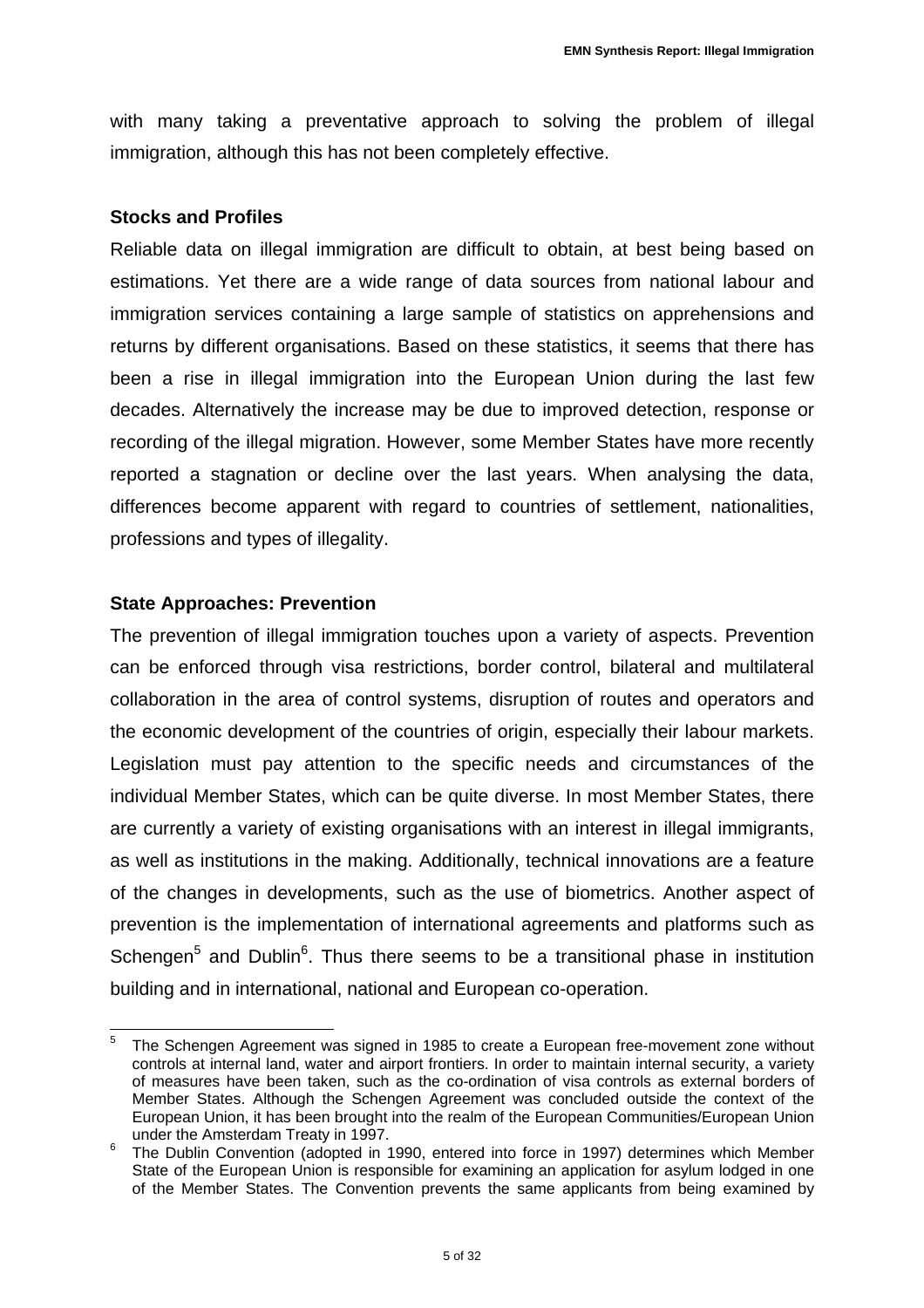with many taking a preventative approach to solving the problem of illegal immigration, although this has not been completely effective.

**Stocks and Profiles**

Reliable data on illegal immigration are difficult to obtain, at best being based on estimations. Yet there are a wide range of data sources from national labour and immigration services containing a large sample of statistics on apprehensions and returns by different organisations. Based on these statistics, it seems that there has been a rise in illegal immigration into the European Union during the last few decades. Alternatively the increase may be due to improved detection, response or recording of the illegal migration. However, some Member States have more recently reported a stagnation or decline over the last years. When analysing the data, differences become apparent with regard to countries of settlement, nationalities, professions and types of illegality.

**State Approaches: Prevention**

The prevention of illegal immigration touches upon a variety of aspects. Prevention can be enforced through visa restrictions, border control, bilateral and multilateral collaboration in the area of control systems, disruption of routes and operators and the economic development of the countries of origin, especially their labour markets. Legislation must pay attention to the specific needs and circumstances of the individual Member States, which can be quite diverse. In most Member States, there are currently a variety of existing organisations with an interest in illegal immigrants, as well as institutions in the making. Additionally, technical innovations are a feature of the changes in developments, such as the use of biometrics. Another aspect of prevention is the implementation of international agreements and platforms such as Schengen[5] and Dublin[6]. Thus there seems to be a transitional phase in institution building and in international, national and European co-operation.

---

[5] The Schengen Agreement was signed in 1985 to create a European free-movement zone without controls at internal land, water and airport frontiers. In order to maintain internal security, a variety of measures have been taken, such as the co-ordination of visa controls as external borders of Member States. Although the Schengen Agreement was concluded outside the context of the European Union, it has been brought into the realm of the European Communities/European Union under the Amsterdam Treaty in 1997.

[6] The Dublin Convention (adopted in 1990, entered into force in 1997) determines which Member State of the European Union is responsible for examining an application for asylum lodged in one of the Member States. The Convention prevents the same applicants from being examined by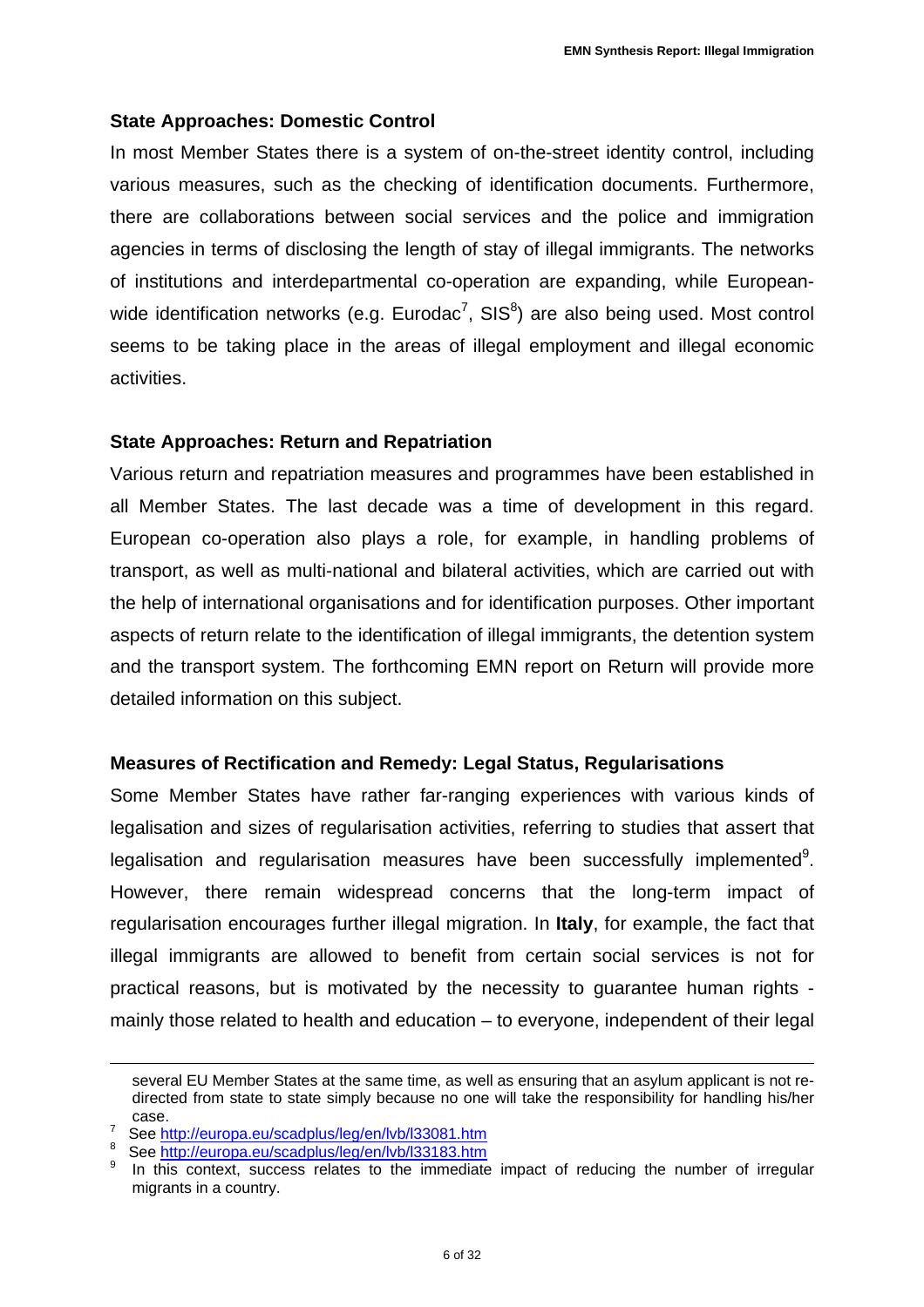**State Approaches: Domestic Control**

In most Member States there is a system of on-the-street identity control, including various measures, such as the checking of identification documents. Furthermore, there are collaborations between social services and the police and immigration agencies in terms of disclosing the length of stay of illegal immigrants. The networks of institutions and interdepartmental co-operation are expanding, while European-wide identification networks (e.g. Eurodac[7], SIS[8]) are also being used. Most control seems to be taking place in the areas of illegal employment and illegal economic activities.

**State Approaches: Return and Repatriation**

Various return and repatriation measures and programmes have been established in all Member States. The last decade was a time of development in this regard. European co-operation also plays a role, for example, in handling problems of transport, as well as multi-national and bilateral activities, which are carried out with the help of international organisations and for identification purposes. Other important aspects of return relate to the identification of illegal immigrants, the detention system and the transport system. The forthcoming EMN report on Return will provide more detailed information on this subject.

**Measures of Rectification and Remedy: Legal Status, Regularisations**

Some Member States have rather far-ranging experiences with various kinds of legalisation and sizes of regularisation activities, referring to studies that assert that legalisation and regularisation measures have been successfully implemented[9]. However, there remain widespread concerns that the long-term impact of regularisation encourages further illegal migration. In **Italy**, for example, the fact that illegal immigrants are allowed to benefit from certain social services is not for practical reasons, but is motivated by the necessity to guarantee human rights - mainly those related to health and education – to everyone, independent of their legal

---

several EU Member States at the same time, as well as ensuring that an asylum applicant is not re-directed from state to state simply because no one will take the responsibility for handling his/her case.

[7] See http://europa.eu/scadplus/leg/en/lvb/l33081.htm

[8] See http://europa.eu/scadplus/leg/en/lvb/l33183.htm

[9] In this context, success relates to the immediate impact of reducing the number of irregular migrants in a country.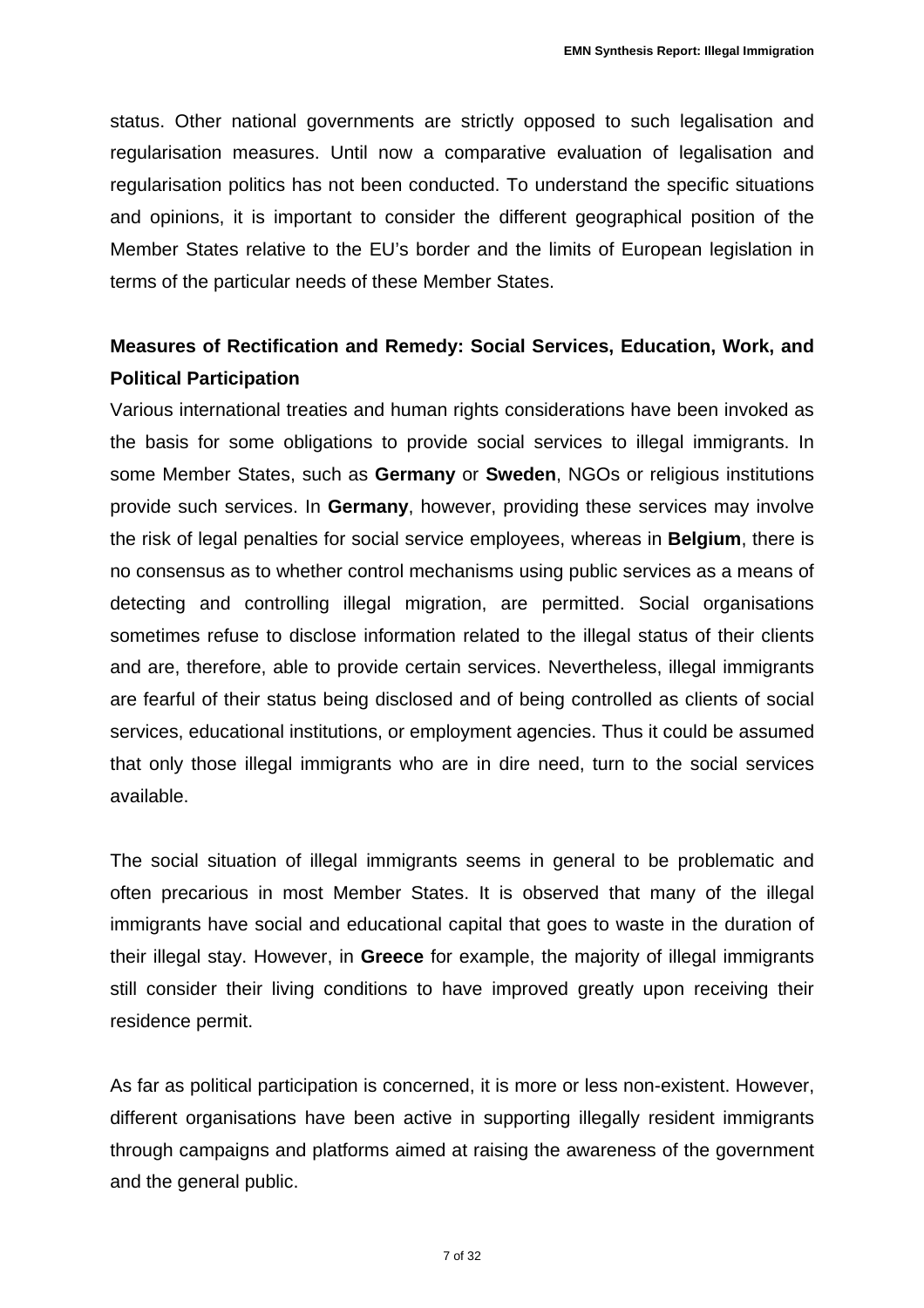status. Other national governments are strictly opposed to such legalisation and regularisation measures. Until now a comparative evaluation of legalisation and regularisation politics has not been conducted. To understand the specific situations and opinions, it is important to consider the different geographical position of the Member States relative to the EU's border and the limits of European legislation in terms of the particular needs of these Member States.

## Measures of Rectification and Remedy: Social Services, Education, Work, and Political Participation

Various international treaties and human rights considerations have been invoked as the basis for some obligations to provide social services to illegal immigrants. In some Member States, such as **Germany** or **Sweden**, NGOs or religious institutions provide such services. In **Germany**, however, providing these services may involve the risk of legal penalties for social service employees, whereas in **Belgium**, there is no consensus as to whether control mechanisms using public services as a means of detecting and controlling illegal migration, are permitted. Social organisations sometimes refuse to disclose information related to the illegal status of their clients and are, therefore, able to provide certain services. Nevertheless, illegal immigrants are fearful of their status being disclosed and of being controlled as clients of social services, educational institutions, or employment agencies. Thus it could be assumed that only those illegal immigrants who are in dire need, turn to the social services available.

The social situation of illegal immigrants seems in general to be problematic and often precarious in most Member States. It is observed that many of the illegal immigrants have social and educational capital that goes to waste in the duration of their illegal stay. However, in **Greece** for example, the majority of illegal immigrants still consider their living conditions to have improved greatly upon receiving their residence permit.

As far as political participation is concerned, it is more or less non-existent. However, different organisations have been active in supporting illegally resident immigrants through campaigns and platforms aimed at raising the awareness of the government and the general public.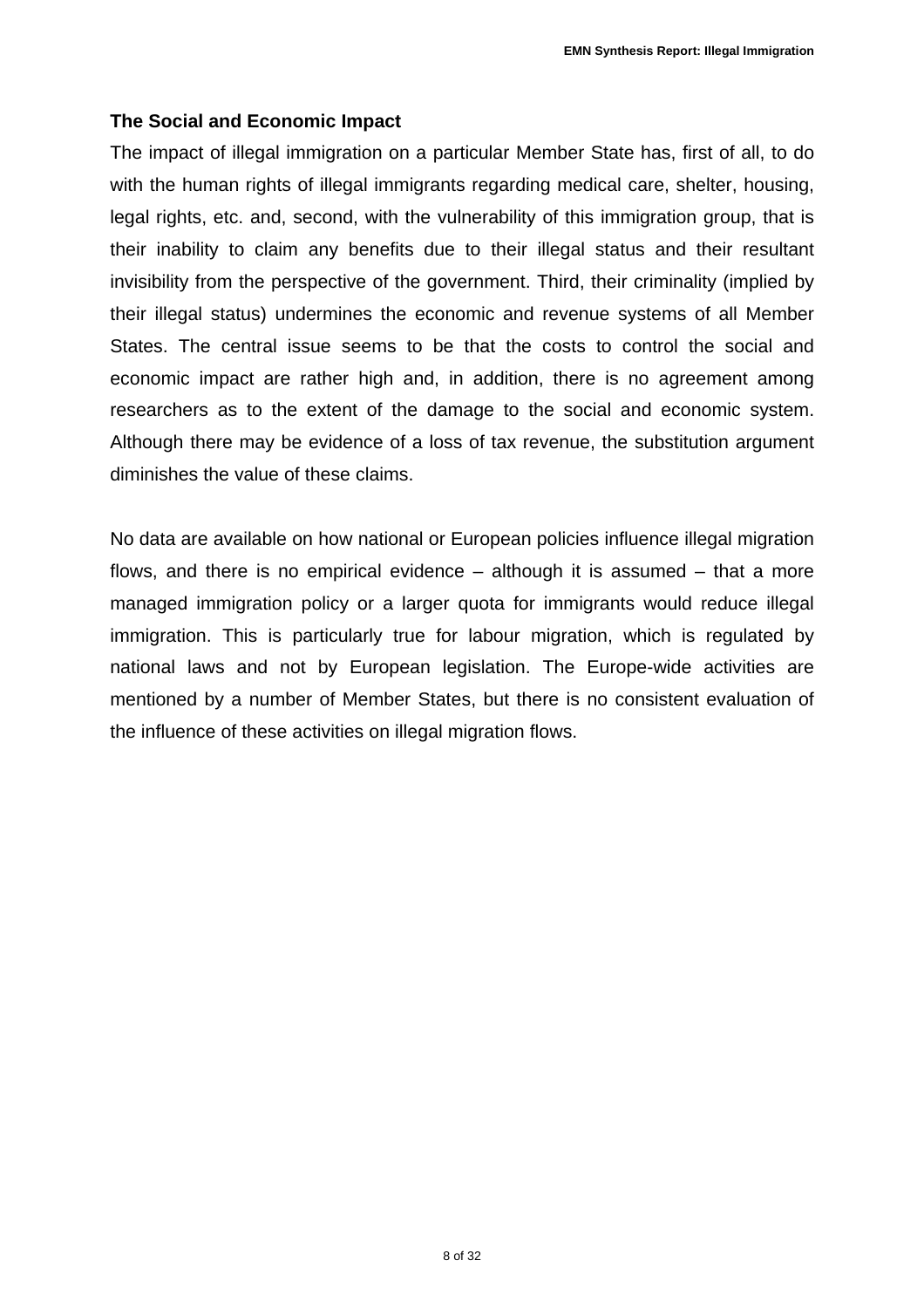### The Social and Economic Impact

The impact of illegal immigration on a particular Member State has, first of all, to do with the human rights of illegal immigrants regarding medical care, shelter, housing, legal rights, etc. and, second, with the vulnerability of this immigration group, that is their inability to claim any benefits due to their illegal status and their resultant invisibility from the perspective of the government. Third, their criminality (implied by their illegal status) undermines the economic and revenue systems of all Member States. The central issue seems to be that the costs to control the social and economic impact are rather high and, in addition, there is no agreement among researchers as to the extent of the damage to the social and economic system. Although there may be evidence of a loss of tax revenue, the substitution argument diminishes the value of these claims.

No data are available on how national or European policies influence illegal migration flows, and there is no empirical evidence – although it is assumed – that a more managed immigration policy or a larger quota for immigrants would reduce illegal immigration. This is particularly true for labour migration, which is regulated by national laws and not by European legislation. The Europe-wide activities are mentioned by a number of Member States, but there is no consistent evaluation of the influence of these activities on illegal migration flows.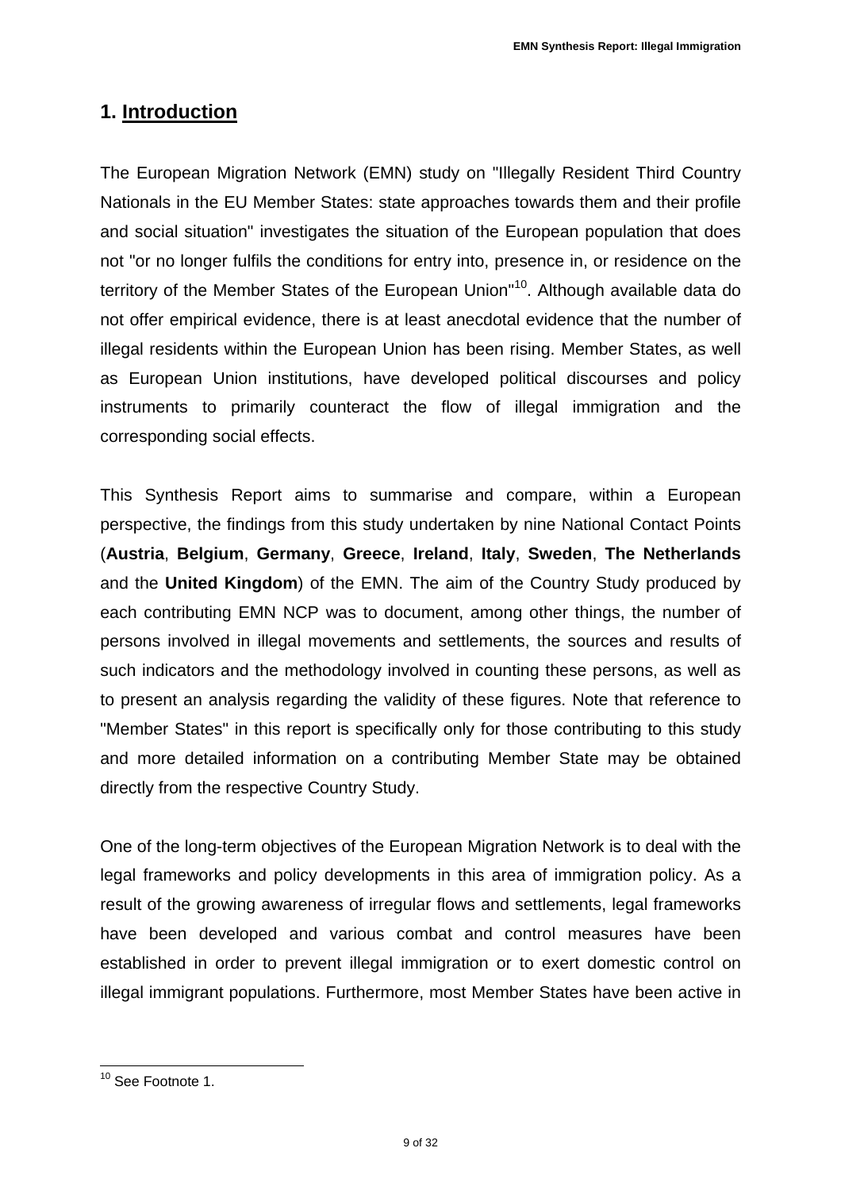# 1. Introduction

The European Migration Network (EMN) study on "Illegally Resident Third Country Nationals in the EU Member States: state approaches towards them and their profile and social situation" investigates the situation of the European population that does not "or no longer fulfils the conditions for entry into, presence in, or residence on the territory of the Member States of the European Union"[10]. Although available data do not offer empirical evidence, there is at least anecdotal evidence that the number of illegal residents within the European Union has been rising. Member States, as well as European Union institutions, have developed political discourses and policy instruments to primarily counteract the flow of illegal immigration and the corresponding social effects.

This Synthesis Report aims to summarise and compare, within a European perspective, the findings from this study undertaken by nine National Contact Points (**Austria**, **Belgium**, **Germany**, **Greece**, **Ireland**, **Italy**, **Sweden**, **The Netherlands** and the **United Kingdom**) of the EMN. The aim of the Country Study produced by each contributing EMN NCP was to document, among other things, the number of persons involved in illegal movements and settlements, the sources and results of such indicators and the methodology involved in counting these persons, as well as to present an analysis regarding the validity of these figures. Note that reference to "Member States" in this report is specifically only for those contributing to this study and more detailed information on a contributing Member State may be obtained directly from the respective Country Study.

One of the long-term objectives of the European Migration Network is to deal with the legal frameworks and policy developments in this area of immigration policy. As a result of the growing awareness of irregular flows and settlements, legal frameworks have been developed and various combat and control measures have been established in order to prevent illegal immigration or to exert domestic control on illegal immigrant populations. Furthermore, most Member States have been active in

[10] See Footnote 1.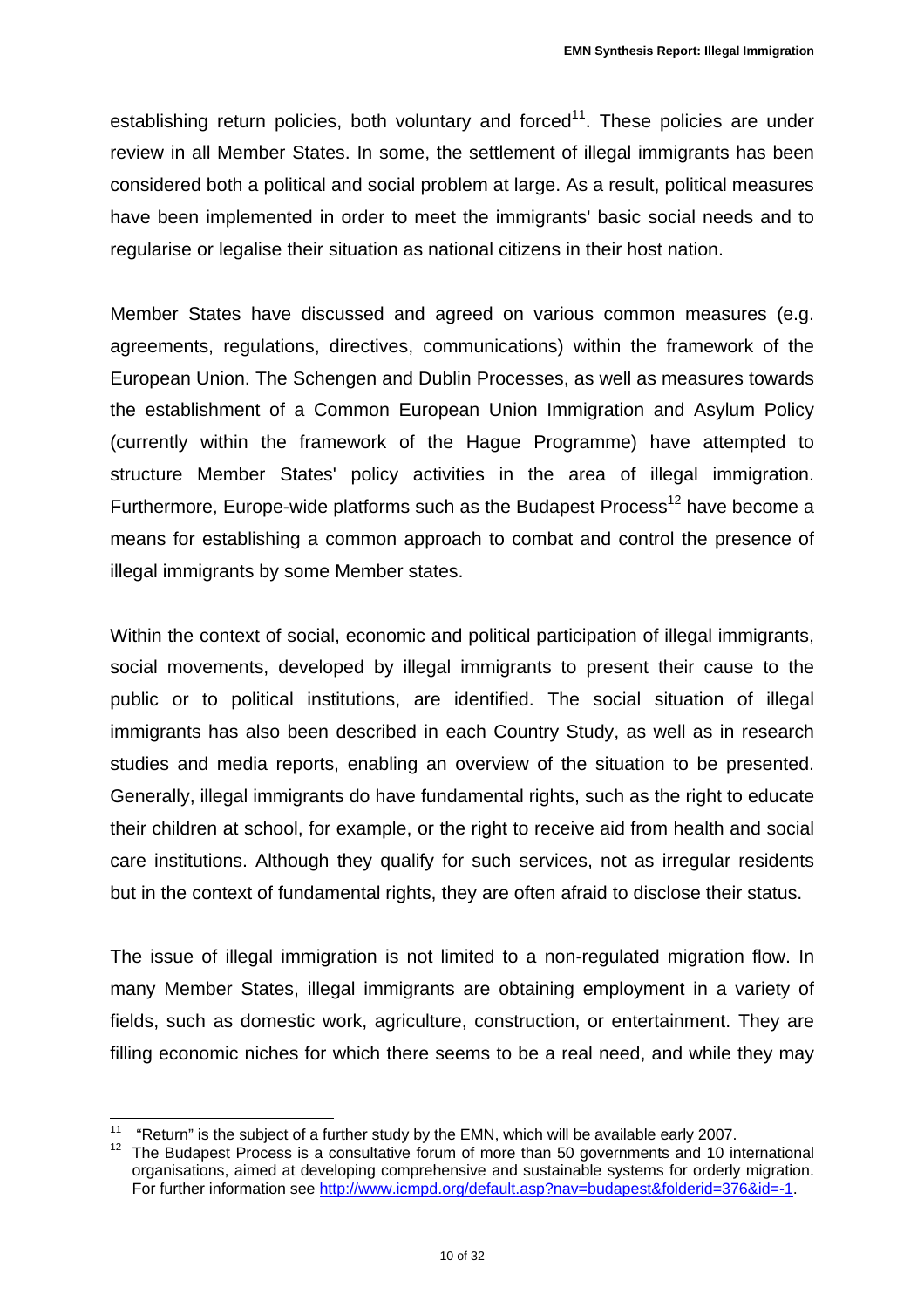establishing return policies, both voluntary and forced[11]. These policies are under review in all Member States. In some, the settlement of illegal immigrants has been considered both a political and social problem at large. As a result, political measures have been implemented in order to meet the immigrants' basic social needs and to regularise or legalise their situation as national citizens in their host nation.

Member States have discussed and agreed on various common measures (e.g. agreements, regulations, directives, communications) within the framework of the European Union. The Schengen and Dublin Processes, as well as measures towards the establishment of a Common European Union Immigration and Asylum Policy (currently within the framework of the Hague Programme) have attempted to structure Member States' policy activities in the area of illegal immigration. Furthermore, Europe-wide platforms such as the Budapest Process[12] have become a means for establishing a common approach to combat and control the presence of illegal immigrants by some Member states.

Within the context of social, economic and political participation of illegal immigrants, social movements, developed by illegal immigrants to present their cause to the public or to political institutions, are identified. The social situation of illegal immigrants has also been described in each Country Study, as well as in research studies and media reports, enabling an overview of the situation to be presented. Generally, illegal immigrants do have fundamental rights, such as the right to educate their children at school, for example, or the right to receive aid from health and social care institutions. Although they qualify for such services, not as irregular residents but in the context of fundamental rights, they are often afraid to disclose their status.

The issue of illegal immigration is not limited to a non-regulated migration flow. In many Member States, illegal immigrants are obtaining employment in a variety of fields, such as domestic work, agriculture, construction, or entertainment. They are filling economic niches for which there seems to be a real need, and while they may

---

[11] "Return" is the subject of a further study by the EMN, which will be available early 2007.

[12] The Budapest Process is a consultative forum of more than 50 governments and 10 international organisations, aimed at developing comprehensive and sustainable systems for orderly migration. For further information see http://www.icmpd.org/default.asp?nav=budapest&folderid=376&id=-1.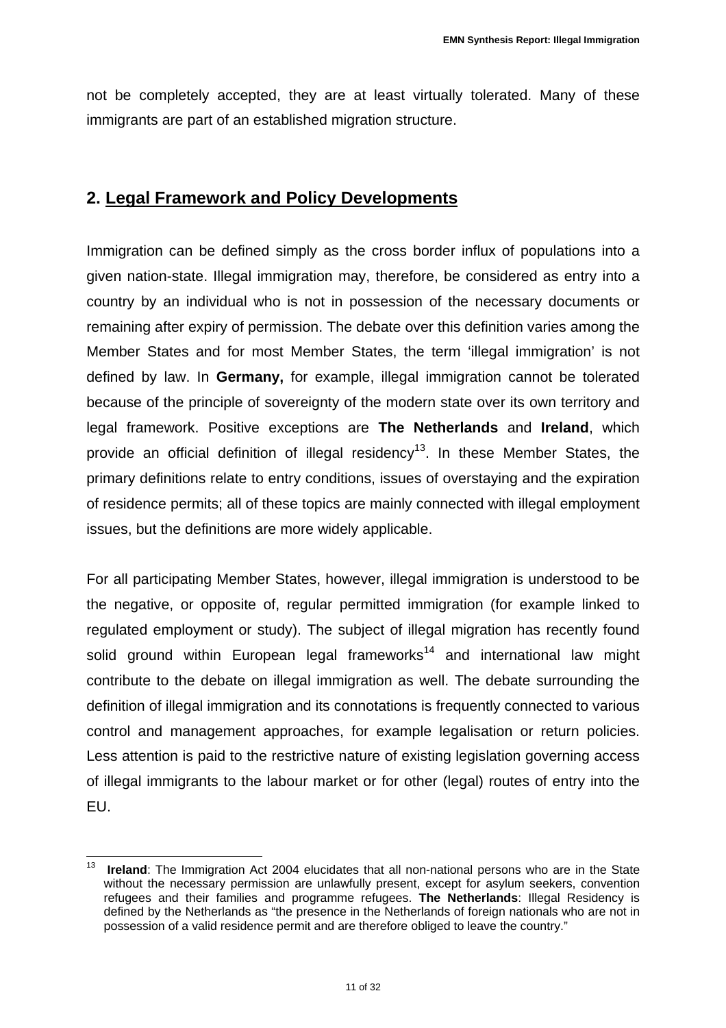not be completely accepted, they are at least virtually tolerated. Many of these immigrants are part of an established migration structure.

## 2. Legal Framework and Policy Developments

Immigration can be defined simply as the cross border influx of populations into a given nation-state. Illegal immigration may, therefore, be considered as entry into a country by an individual who is not in possession of the necessary documents or remaining after expiry of permission. The debate over this definition varies among the Member States and for most Member States, the term 'illegal immigration' is not defined by law. In **Germany,** for example, illegal immigration cannot be tolerated because of the principle of sovereignty of the modern state over its own territory and legal framework. Positive exceptions are **The Netherlands** and **Ireland**, which provide an official definition of illegal residency[13]. In these Member States, the primary definitions relate to entry conditions, issues of overstaying and the expiration of residence permits; all of these topics are mainly connected with illegal employment issues, but the definitions are more widely applicable.

For all participating Member States, however, illegal immigration is understood to be the negative, or opposite of, regular permitted immigration (for example linked to regulated employment or study). The subject of illegal migration has recently found solid ground within European legal frameworks[14] and international law might contribute to the debate on illegal immigration as well. The debate surrounding the definition of illegal immigration and its connotations is frequently connected to various control and management approaches, for example legalisation or return policies. Less attention is paid to the restrictive nature of existing legislation governing access of illegal immigrants to the labour market or for other (legal) routes of entry into the EU.

---

[13] **Ireland**: The Immigration Act 2004 elucidates that all non-national persons who are in the State without the necessary permission are unlawfully present, except for asylum seekers, convention refugees and their families and programme refugees. **The Netherlands**: Illegal Residency is defined by the Netherlands as "the presence in the Netherlands of foreign nationals who are not in possession of a valid residence permit and are therefore obliged to leave the country."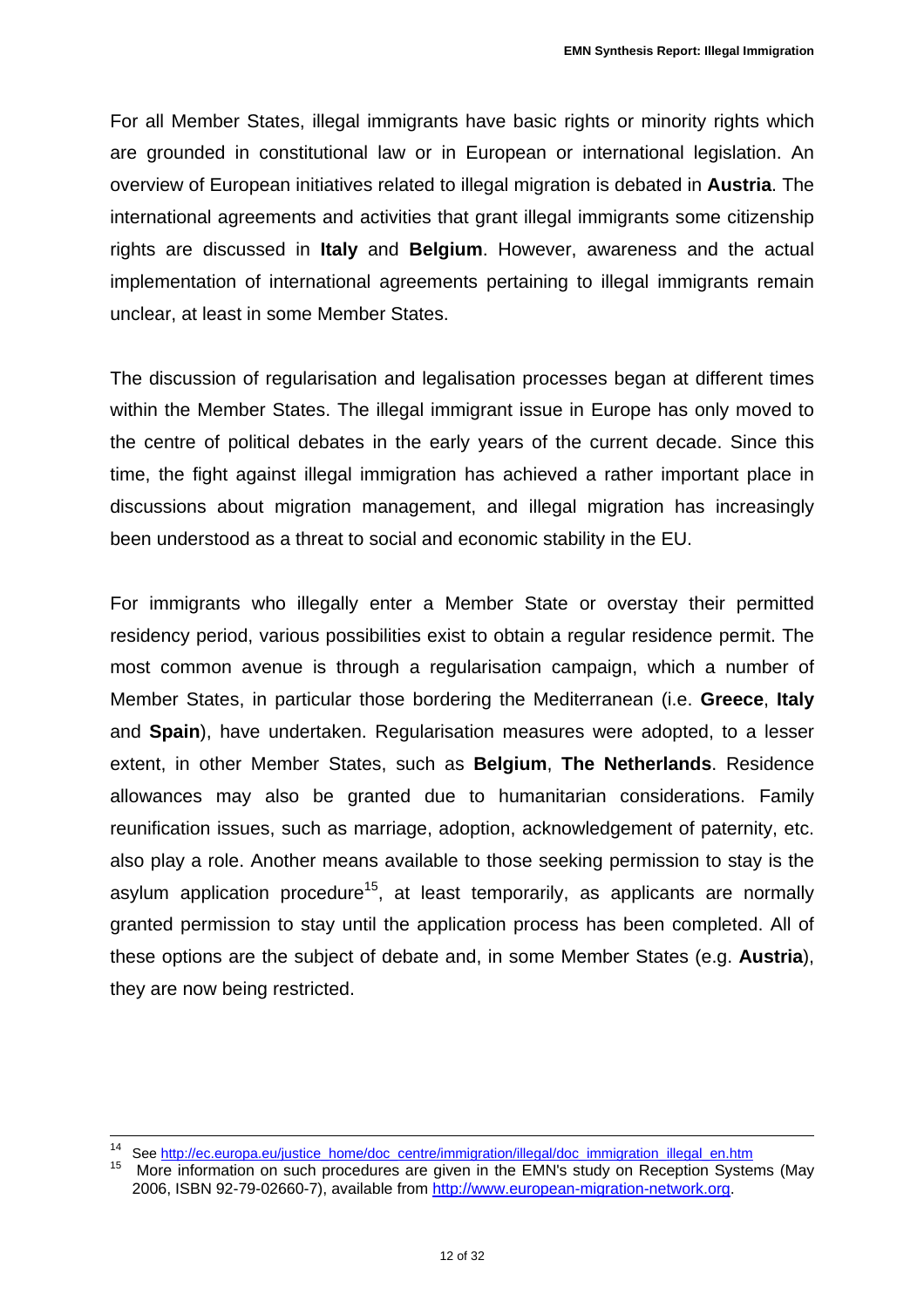For all Member States, illegal immigrants have basic rights or minority rights which are grounded in constitutional law or in European or international legislation. An overview of European initiatives related to illegal migration is debated in **Austria**. The international agreements and activities that grant illegal immigrants some citizenship rights are discussed in **Italy** and **Belgium**. However, awareness and the actual implementation of international agreements pertaining to illegal immigrants remain unclear, at least in some Member States.

The discussion of regularisation and legalisation processes began at different times within the Member States. The illegal immigrant issue in Europe has only moved to the centre of political debates in the early years of the current decade. Since this time, the fight against illegal immigration has achieved a rather important place in discussions about migration management, and illegal migration has increasingly been understood as a threat to social and economic stability in the EU.

For immigrants who illegally enter a Member State or overstay their permitted residency period, various possibilities exist to obtain a regular residence permit. The most common avenue is through a regularisation campaign, which a number of Member States, in particular those bordering the Mediterranean (i.e. **Greece**, **Italy** and **Spain**), have undertaken. Regularisation measures were adopted, to a lesser extent, in other Member States, such as **Belgium**, **The Netherlands**. Residence allowances may also be granted due to humanitarian considerations. Family reunification issues, such as marriage, adoption, acknowledgement of paternity, etc. also play a role. Another means available to those seeking permission to stay is the asylum application procedure[15], at least temporarily, as applicants are normally granted permission to stay until the application process has been completed. All of these options are the subject of debate and, in some Member States (e.g. **Austria**), they are now being restricted.

---

[14] See http://ec.europa.eu/justice_home/doc_centre/immigration/illegal/doc_immigration_illegal_en.htm

[15] More information on such procedures are given in the EMN's study on Reception Systems (May 2006, ISBN 92-79-02660-7), available from http://www.european-migration-network.org.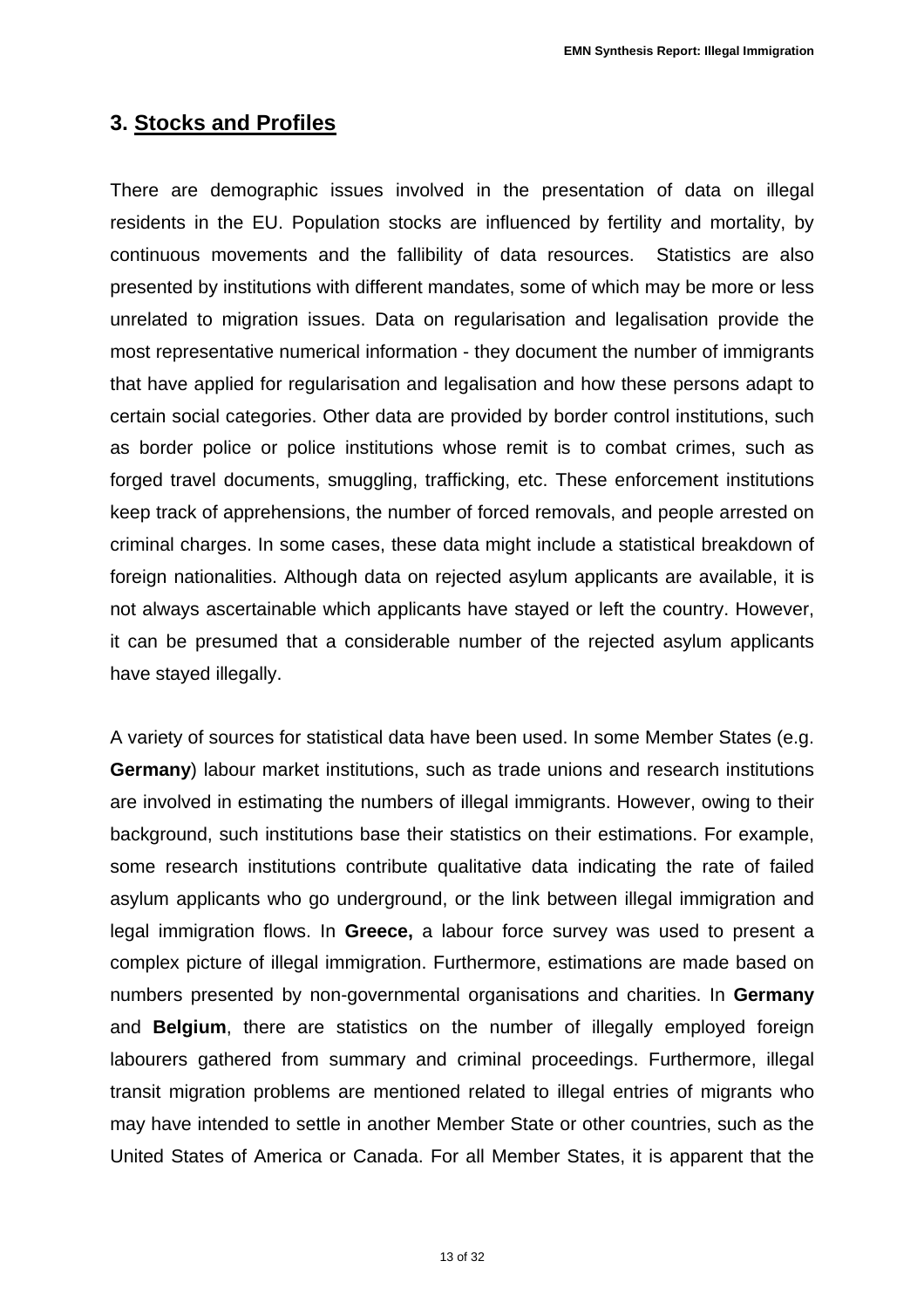## 3. Stocks and Profiles

There are demographic issues involved in the presentation of data on illegal residents in the EU. Population stocks are influenced by fertility and mortality, by continuous movements and the fallibility of data resources. Statistics are also presented by institutions with different mandates, some of which may be more or less unrelated to migration issues. Data on regularisation and legalisation provide the most representative numerical information - they document the number of immigrants that have applied for regularisation and legalisation and how these persons adapt to certain social categories. Other data are provided by border control institutions, such as border police or police institutions whose remit is to combat crimes, such as forged travel documents, smuggling, trafficking, etc. These enforcement institutions keep track of apprehensions, the number of forced removals, and people arrested on criminal charges. In some cases, these data might include a statistical breakdown of foreign nationalities. Although data on rejected asylum applicants are available, it is not always ascertainable which applicants have stayed or left the country. However, it can be presumed that a considerable number of the rejected asylum applicants have stayed illegally.

A variety of sources for statistical data have been used. In some Member States (e.g. **Germany**) labour market institutions, such as trade unions and research institutions are involved in estimating the numbers of illegal immigrants. However, owing to their background, such institutions base their statistics on their estimations. For example, some research institutions contribute qualitative data indicating the rate of failed asylum applicants who go underground, or the link between illegal immigration and legal immigration flows. In **Greece,** a labour force survey was used to present a complex picture of illegal immigration. Furthermore, estimations are made based on numbers presented by non-governmental organisations and charities. In **Germany** and **Belgium**, there are statistics on the number of illegally employed foreign labourers gathered from summary and criminal proceedings. Furthermore, illegal transit migration problems are mentioned related to illegal entries of migrants who may have intended to settle in another Member State or other countries, such as the United States of America or Canada. For all Member States, it is apparent that the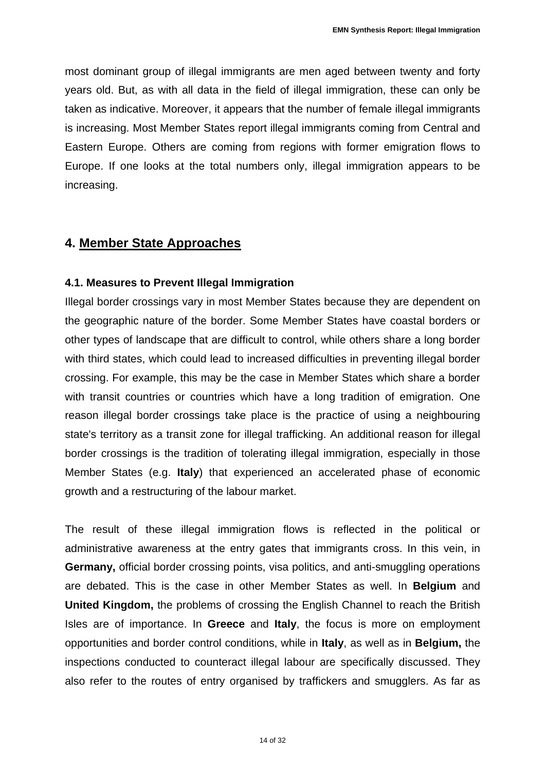most dominant group of illegal immigrants are men aged between twenty and forty years old. But, as with all data in the field of illegal immigration, these can only be taken as indicative. Moreover, it appears that the number of female illegal immigrants is increasing. Most Member States report illegal immigrants coming from Central and Eastern Europe. Others are coming from regions with former emigration flows to Europe. If one looks at the total numbers only, illegal immigration appears to be increasing.

## 4. Member State Approaches

### 4.1. Measures to Prevent Illegal Immigration

Illegal border crossings vary in most Member States because they are dependent on the geographic nature of the border. Some Member States have coastal borders or other types of landscape that are difficult to control, while others share a long border with third states, which could lead to increased difficulties in preventing illegal border crossing. For example, this may be the case in Member States which share a border with transit countries or countries which have a long tradition of emigration. One reason illegal border crossings take place is the practice of using a neighbouring state's territory as a transit zone for illegal trafficking. An additional reason for illegal border crossings is the tradition of tolerating illegal immigration, especially in those Member States (e.g. **Italy**) that experienced an accelerated phase of economic growth and a restructuring of the labour market.

The result of these illegal immigration flows is reflected in the political or administrative awareness at the entry gates that immigrants cross. In this vein, in **Germany,** official border crossing points, visa politics, and anti-smuggling operations are debated. This is the case in other Member States as well. In **Belgium** and **United Kingdom,** the problems of crossing the English Channel to reach the British Isles are of importance. In **Greece** and **Italy**, the focus is more on employment opportunities and border control conditions, while in **Italy**, as well as in **Belgium,** the inspections conducted to counteract illegal labour are specifically discussed. They also refer to the routes of entry organised by traffickers and smugglers. As far as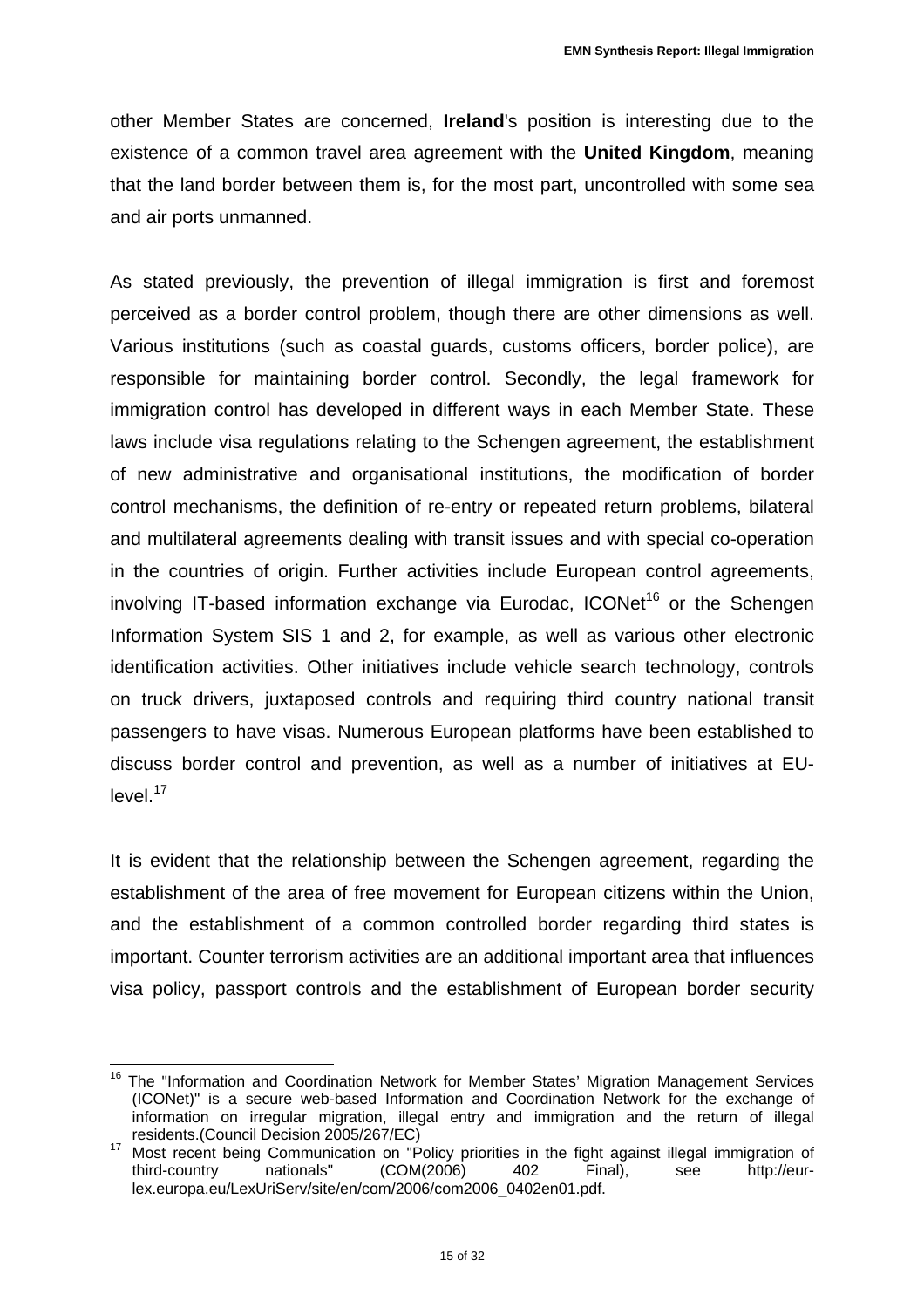other Member States are concerned, **Ireland**'s position is interesting due to the existence of a common travel area agreement with the **United Kingdom**, meaning that the land border between them is, for the most part, uncontrolled with some sea and air ports unmanned.

As stated previously, the prevention of illegal immigration is first and foremost perceived as a border control problem, though there are other dimensions as well. Various institutions (such as coastal guards, customs officers, border police), are responsible for maintaining border control. Secondly, the legal framework for immigration control has developed in different ways in each Member State. These laws include visa regulations relating to the Schengen agreement, the establishment of new administrative and organisational institutions, the modification of border control mechanisms, the definition of re-entry or repeated return problems, bilateral and multilateral agreements dealing with transit issues and with special co-operation in the countries of origin. Further activities include European control agreements, involving IT-based information exchange via Eurodac, ICONet[16] or the Schengen Information System SIS 1 and 2, for example, as well as various other electronic identification activities. Other initiatives include vehicle search technology, controls on truck drivers, juxtaposed controls and requiring third country national transit passengers to have visas. Numerous European platforms have been established to discuss border control and prevention, as well as a number of initiatives at EU-level.[17]

It is evident that the relationship between the Schengen agreement, regarding the establishment of the area of free movement for European citizens within the Union, and the establishment of a common controlled border regarding third states is important. Counter terrorism activities are an additional important area that influences visa policy, passport controls and the establishment of European border security

---

[16] The "Information and Coordination Network for Member States' Migration Management Services (ICONet)" is a secure web-based Information and Coordination Network for the exchange of information on irregular migration, illegal entry and immigration and the return of illegal residents.(Council Decision 2005/267/EC)

[17] Most recent being Communication on "Policy priorities in the fight against illegal immigration of third-country nationals" (COM(2006) 402 Final), see http://eur-lex.europa.eu/LexUriServ/site/en/com/2006/com2006_0402en01.pdf.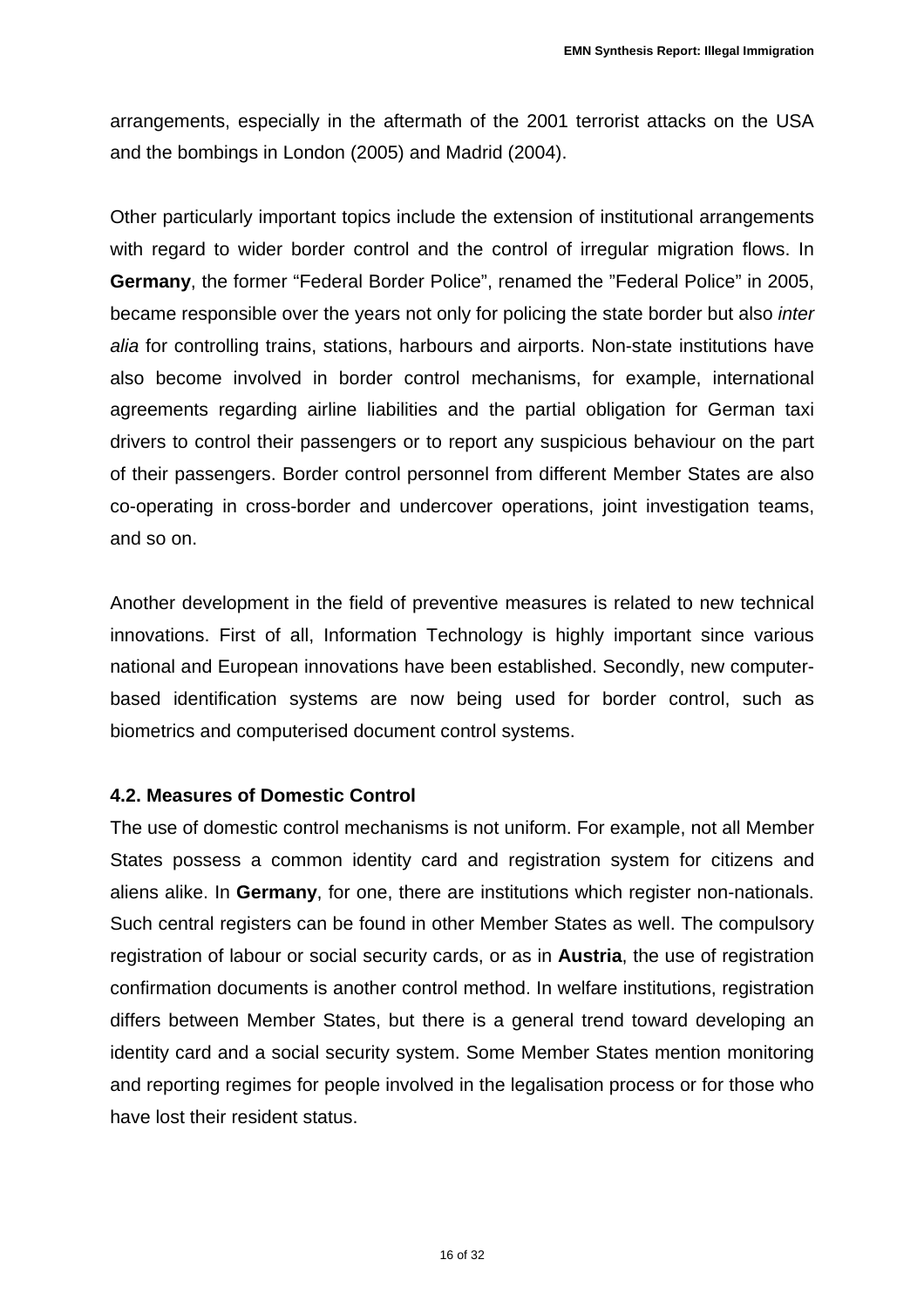arrangements, especially in the aftermath of the 2001 terrorist attacks on the USA and the bombings in London (2005) and Madrid (2004).

Other particularly important topics include the extension of institutional arrangements with regard to wider border control and the control of irregular migration flows. In **Germany**, the former "Federal Border Police", renamed the "Federal Police" in 2005, became responsible over the years not only for policing the state border but also *inter alia* for controlling trains, stations, harbours and airports. Non-state institutions have also become involved in border control mechanisms, for example, international agreements regarding airline liabilities and the partial obligation for German taxi drivers to control their passengers or to report any suspicious behaviour on the part of their passengers. Border control personnel from different Member States are also co-operating in cross-border and undercover operations, joint investigation teams, and so on.

Another development in the field of preventive measures is related to new technical innovations. First of all, Information Technology is highly important since various national and European innovations have been established. Secondly, new computer-based identification systems are now being used for border control, such as biometrics and computerised document control systems.

### 4.2. Measures of Domestic Control

The use of domestic control mechanisms is not uniform. For example, not all Member States possess a common identity card and registration system for citizens and aliens alike. In **Germany**, for one, there are institutions which register non-nationals. Such central registers can be found in other Member States as well. The compulsory registration of labour or social security cards, or as in **Austria**, the use of registration confirmation documents is another control method. In welfare institutions, registration differs between Member States, but there is a general trend toward developing an identity card and a social security system. Some Member States mention monitoring and reporting regimes for people involved in the legalisation process or for those who have lost their resident status.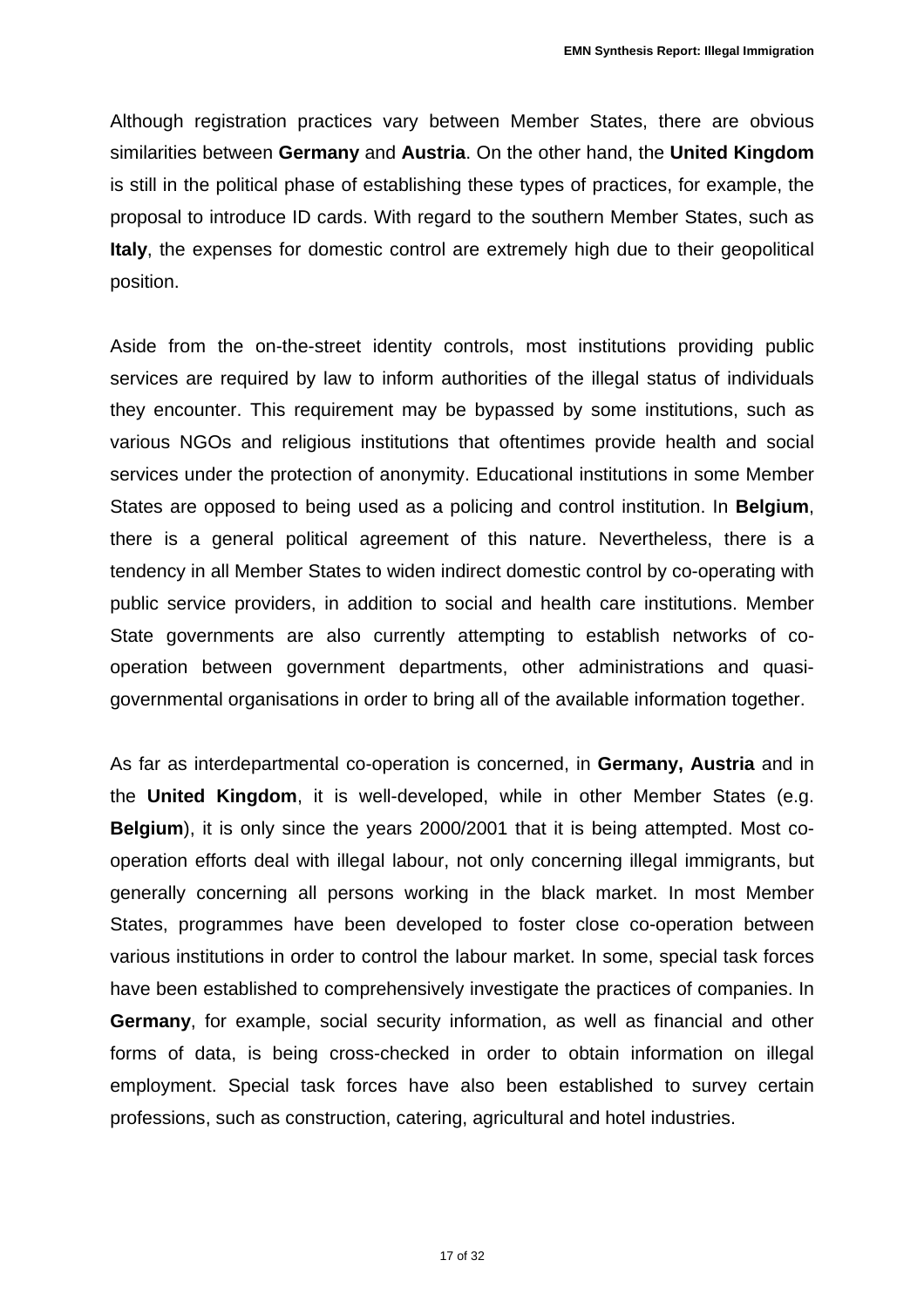Although registration practices vary between Member States, there are obvious similarities between **Germany** and **Austria**. On the other hand, the **United Kingdom** is still in the political phase of establishing these types of practices, for example, the proposal to introduce ID cards. With regard to the southern Member States, such as **Italy**, the expenses for domestic control are extremely high due to their geopolitical position.

Aside from the on-the-street identity controls, most institutions providing public services are required by law to inform authorities of the illegal status of individuals they encounter. This requirement may be bypassed by some institutions, such as various NGOs and religious institutions that oftentimes provide health and social services under the protection of anonymity. Educational institutions in some Member States are opposed to being used as a policing and control institution. In **Belgium**, there is a general political agreement of this nature. Nevertheless, there is a tendency in all Member States to widen indirect domestic control by co-operating with public service providers, in addition to social and health care institutions. Member State governments are also currently attempting to establish networks of co-operation between government departments, other administrations and quasi-governmental organisations in order to bring all of the available information together.

As far as interdepartmental co-operation is concerned, in **Germany, Austria** and in the **United Kingdom**, it is well-developed, while in other Member States (e.g. **Belgium**), it is only since the years 2000/2001 that it is being attempted. Most co-operation efforts deal with illegal labour, not only concerning illegal immigrants, but generally concerning all persons working in the black market. In most Member States, programmes have been developed to foster close co-operation between various institutions in order to control the labour market. In some, special task forces have been established to comprehensively investigate the practices of companies. In **Germany**, for example, social security information, as well as financial and other forms of data, is being cross-checked in order to obtain information on illegal employment. Special task forces have also been established to survey certain professions, such as construction, catering, agricultural and hotel industries.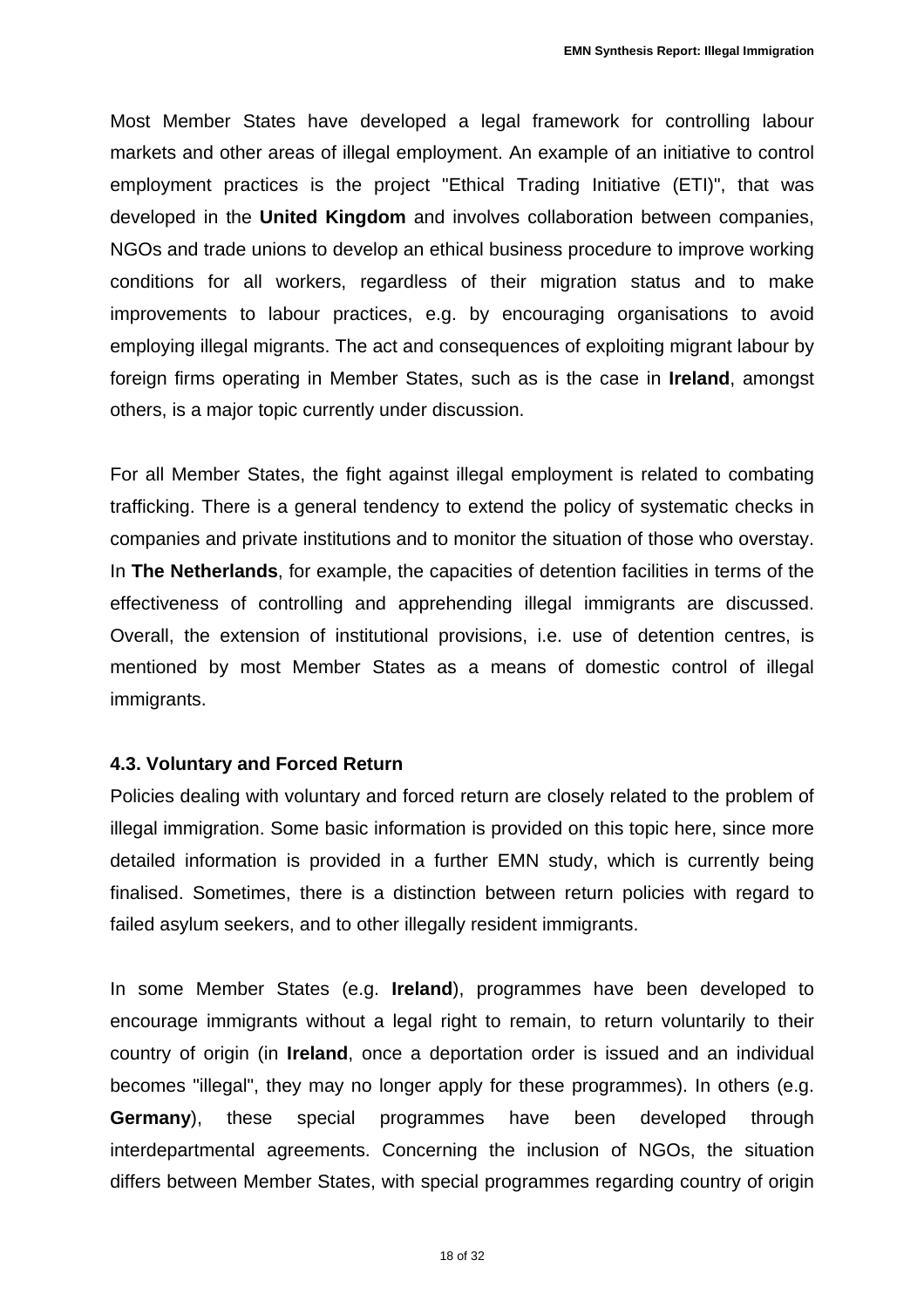Most Member States have developed a legal framework for controlling labour markets and other areas of illegal employment. An example of an initiative to control employment practices is the project "Ethical Trading Initiative (ETI)", that was developed in the **United Kingdom** and involves collaboration between companies, NGOs and trade unions to develop an ethical business procedure to improve working conditions for all workers, regardless of their migration status and to make improvements to labour practices, e.g. by encouraging organisations to avoid employing illegal migrants. The act and consequences of exploiting migrant labour by foreign firms operating in Member States, such as is the case in **Ireland**, amongst others, is a major topic currently under discussion.

For all Member States, the fight against illegal employment is related to combating trafficking. There is a general tendency to extend the policy of systematic checks in companies and private institutions and to monitor the situation of those who overstay. In **The Netherlands**, for example, the capacities of detention facilities in terms of the effectiveness of controlling and apprehending illegal immigrants are discussed. Overall, the extension of institutional provisions, i.e. use of detention centres, is mentioned by most Member States as a means of domestic control of illegal immigrants.

### 4.3. Voluntary and Forced Return

Policies dealing with voluntary and forced return are closely related to the problem of illegal immigration. Some basic information is provided on this topic here, since more detailed information is provided in a further EMN study, which is currently being finalised. Sometimes, there is a distinction between return policies with regard to failed asylum seekers, and to other illegally resident immigrants.

In some Member States (e.g. **Ireland**), programmes have been developed to encourage immigrants without a legal right to remain, to return voluntarily to their country of origin (in **Ireland**, once a deportation order is issued and an individual becomes "illegal", they may no longer apply for these programmes). In others (e.g. **Germany**), these special programmes have been developed through interdepartmental agreements. Concerning the inclusion of NGOs, the situation differs between Member States, with special programmes regarding country of origin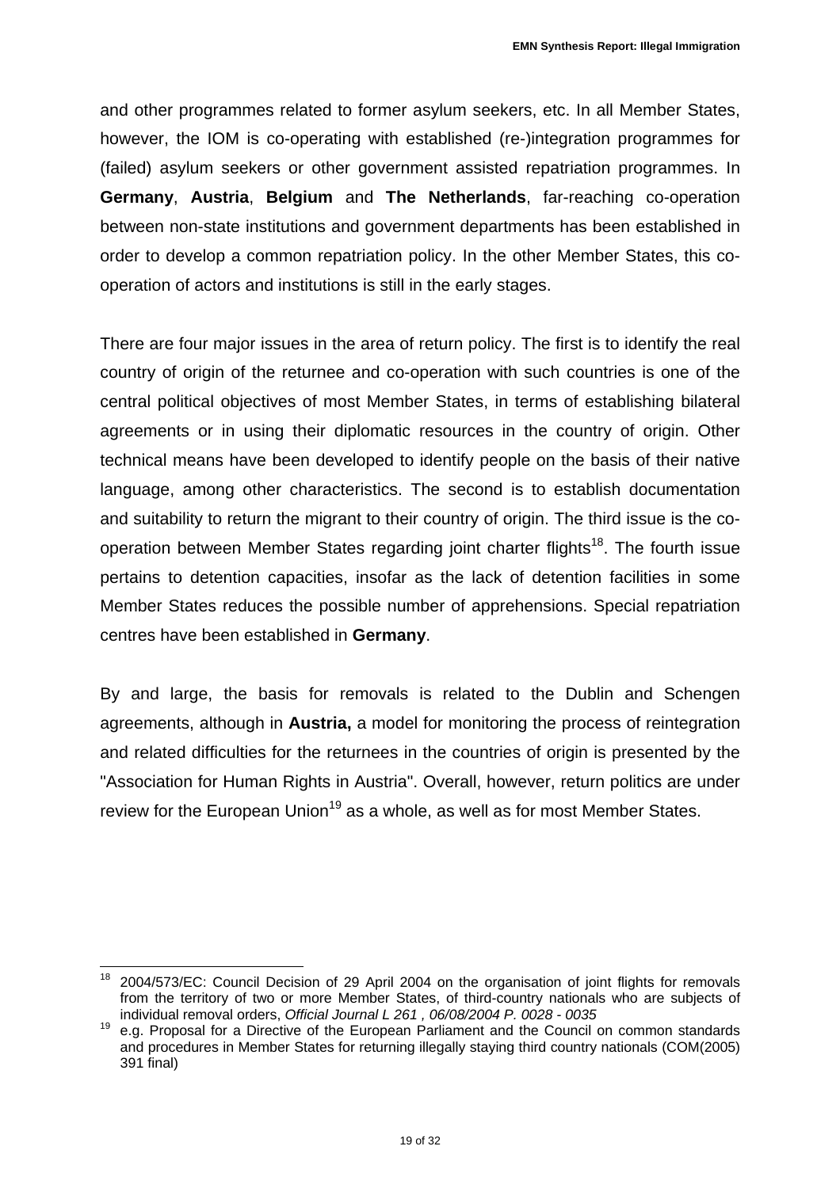and other programmes related to former asylum seekers, etc. In all Member States, however, the IOM is co-operating with established (re-)integration programmes for (failed) asylum seekers or other government assisted repatriation programmes. In **Germany**, **Austria**, **Belgium** and **The Netherlands**, far-reaching co-operation between non-state institutions and government departments has been established in order to develop a common repatriation policy. In the other Member States, this co-operation of actors and institutions is still in the early stages.

There are four major issues in the area of return policy. The first is to identify the real country of origin of the returnee and co-operation with such countries is one of the central political objectives of most Member States, in terms of establishing bilateral agreements or in using their diplomatic resources in the country of origin. Other technical means have been developed to identify people on the basis of their native language, among other characteristics. The second is to establish documentation and suitability to return the migrant to their country of origin. The third issue is the co-operation between Member States regarding joint charter flights[18]. The fourth issue pertains to detention capacities, insofar as the lack of detention facilities in some Member States reduces the possible number of apprehensions. Special repatriation centres have been established in **Germany**.

By and large, the basis for removals is related to the Dublin and Schengen agreements, although in **Austria,** a model for monitoring the process of reintegration and related difficulties for the returnees in the countries of origin is presented by the "Association for Human Rights in Austria". Overall, however, return politics are under review for the European Union[19] as a whole, as well as for most Member States.

---

[18] 2004/573/EC: Council Decision of 29 April 2004 on the organisation of joint flights for removals from the territory of two or more Member States, of third-country nationals who are subjects of individual removal orders, *Official Journal L 261 , 06/08/2004 P. 0028 - 0035*

[19] e.g. Proposal for a Directive of the European Parliament and the Council on common standards and procedures in Member States for returning illegally staying third country nationals (COM(2005) 391 final)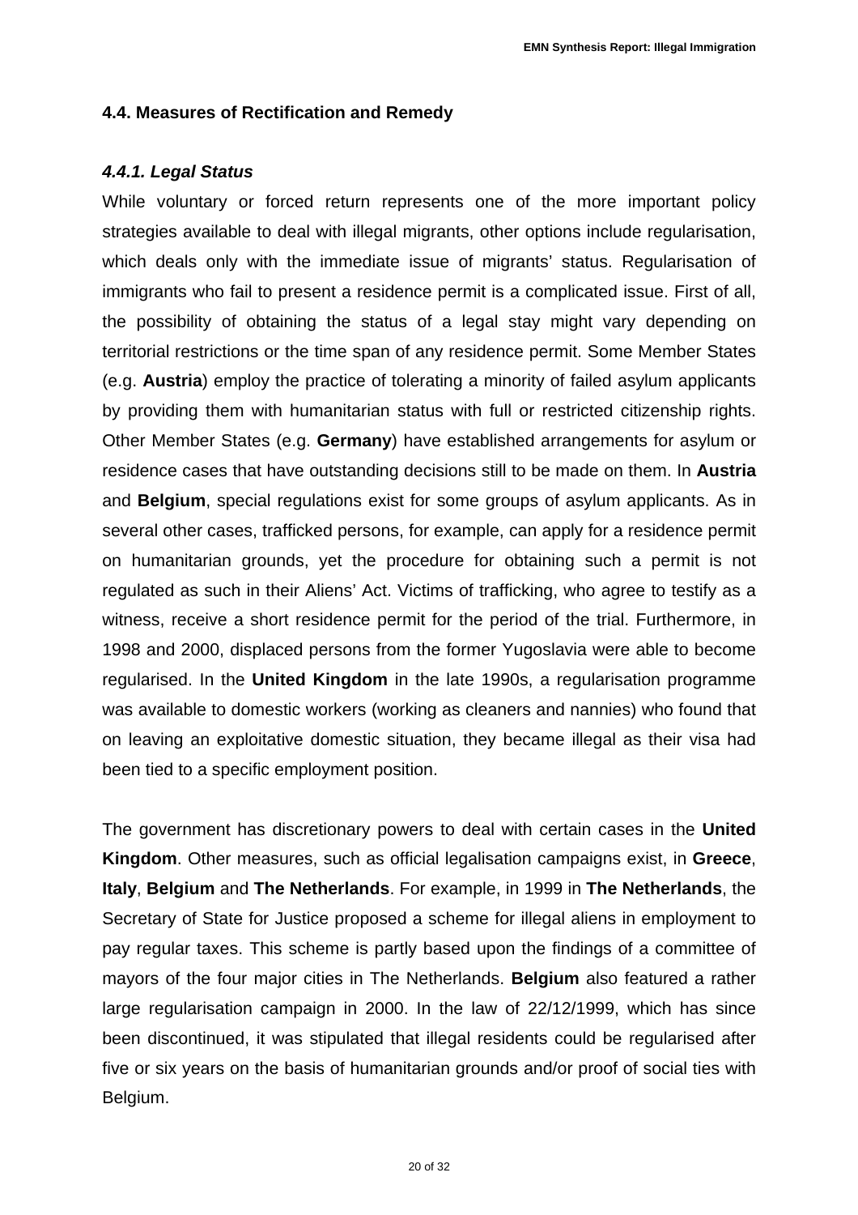## 4.4. Measures of Rectification and Remedy

### *4.4.1. Legal Status*

While voluntary or forced return represents one of the more important policy strategies available to deal with illegal migrants, other options include regularisation, which deals only with the immediate issue of migrants' status. Regularisation of immigrants who fail to present a residence permit is a complicated issue. First of all, the possibility of obtaining the status of a legal stay might vary depending on territorial restrictions or the time span of any residence permit. Some Member States (e.g. **Austria**) employ the practice of tolerating a minority of failed asylum applicants by providing them with humanitarian status with full or restricted citizenship rights. Other Member States (e.g. **Germany**) have established arrangements for asylum or residence cases that have outstanding decisions still to be made on them. In **Austria** and **Belgium**, special regulations exist for some groups of asylum applicants. As in several other cases, trafficked persons, for example, can apply for a residence permit on humanitarian grounds, yet the procedure for obtaining such a permit is not regulated as such in their Aliens' Act. Victims of trafficking, who agree to testify as a witness, receive a short residence permit for the period of the trial. Furthermore, in 1998 and 2000, displaced persons from the former Yugoslavia were able to become regularised. In the **United Kingdom** in the late 1990s, a regularisation programme was available to domestic workers (working as cleaners and nannies) who found that on leaving an exploitative domestic situation, they became illegal as their visa had been tied to a specific employment position.

The government has discretionary powers to deal with certain cases in the **United Kingdom**. Other measures, such as official legalisation campaigns exist, in **Greece**, **Italy**, **Belgium** and **The Netherlands**. For example, in 1999 in **The Netherlands**, the Secretary of State for Justice proposed a scheme for illegal aliens in employment to pay regular taxes. This scheme is partly based upon the findings of a committee of mayors of the four major cities in The Netherlands. **Belgium** also featured a rather large regularisation campaign in 2000. In the law of 22/12/1999, which has since been discontinued, it was stipulated that illegal residents could be regularised after five or six years on the basis of humanitarian grounds and/or proof of social ties with Belgium.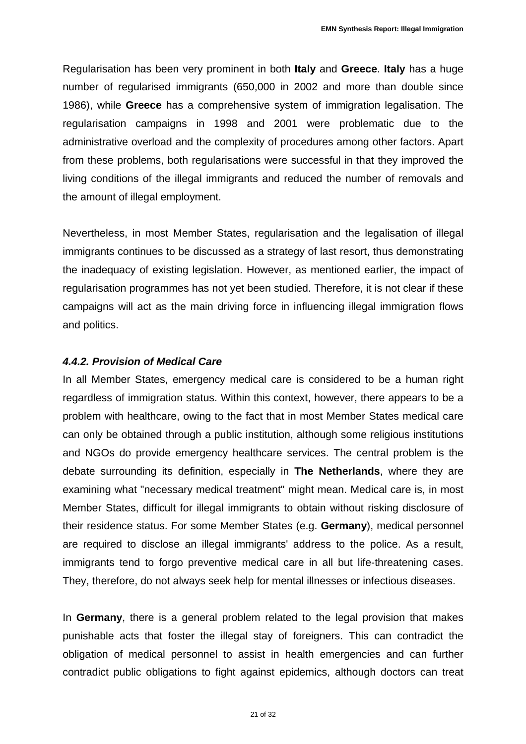Regularisation has been very prominent in both **Italy** and **Greece**. **Italy** has a huge number of regularised immigrants (650,000 in 2002 and more than double since 1986), while **Greece** has a comprehensive system of immigration legalisation. The regularisation campaigns in 1998 and 2001 were problematic due to the administrative overload and the complexity of procedures among other factors. Apart from these problems, both regularisations were successful in that they improved the living conditions of the illegal immigrants and reduced the number of removals and the amount of illegal employment.

Nevertheless, in most Member States, regularisation and the legalisation of illegal immigrants continues to be discussed as a strategy of last resort, thus demonstrating the inadequacy of existing legislation. However, as mentioned earlier, the impact of regularisation programmes has not yet been studied. Therefore, it is not clear if these campaigns will act as the main driving force in influencing illegal immigration flows and politics.

#### *4.4.2. Provision of Medical Care*

In all Member States, emergency medical care is considered to be a human right regardless of immigration status. Within this context, however, there appears to be a problem with healthcare, owing to the fact that in most Member States medical care can only be obtained through a public institution, although some religious institutions and NGOs do provide emergency healthcare services. The central problem is the debate surrounding its definition, especially in **The Netherlands**, where they are examining what "necessary medical treatment" might mean. Medical care is, in most Member States, difficult for illegal immigrants to obtain without risking disclosure of their residence status. For some Member States (e.g. **Germany**), medical personnel are required to disclose an illegal immigrants' address to the police. As a result, immigrants tend to forgo preventive medical care in all but life-threatening cases. They, therefore, do not always seek help for mental illnesses or infectious diseases.

In **Germany**, there is a general problem related to the legal provision that makes punishable acts that foster the illegal stay of foreigners. This can contradict the obligation of medical personnel to assist in health emergencies and can further contradict public obligations to fight against epidemics, although doctors can treat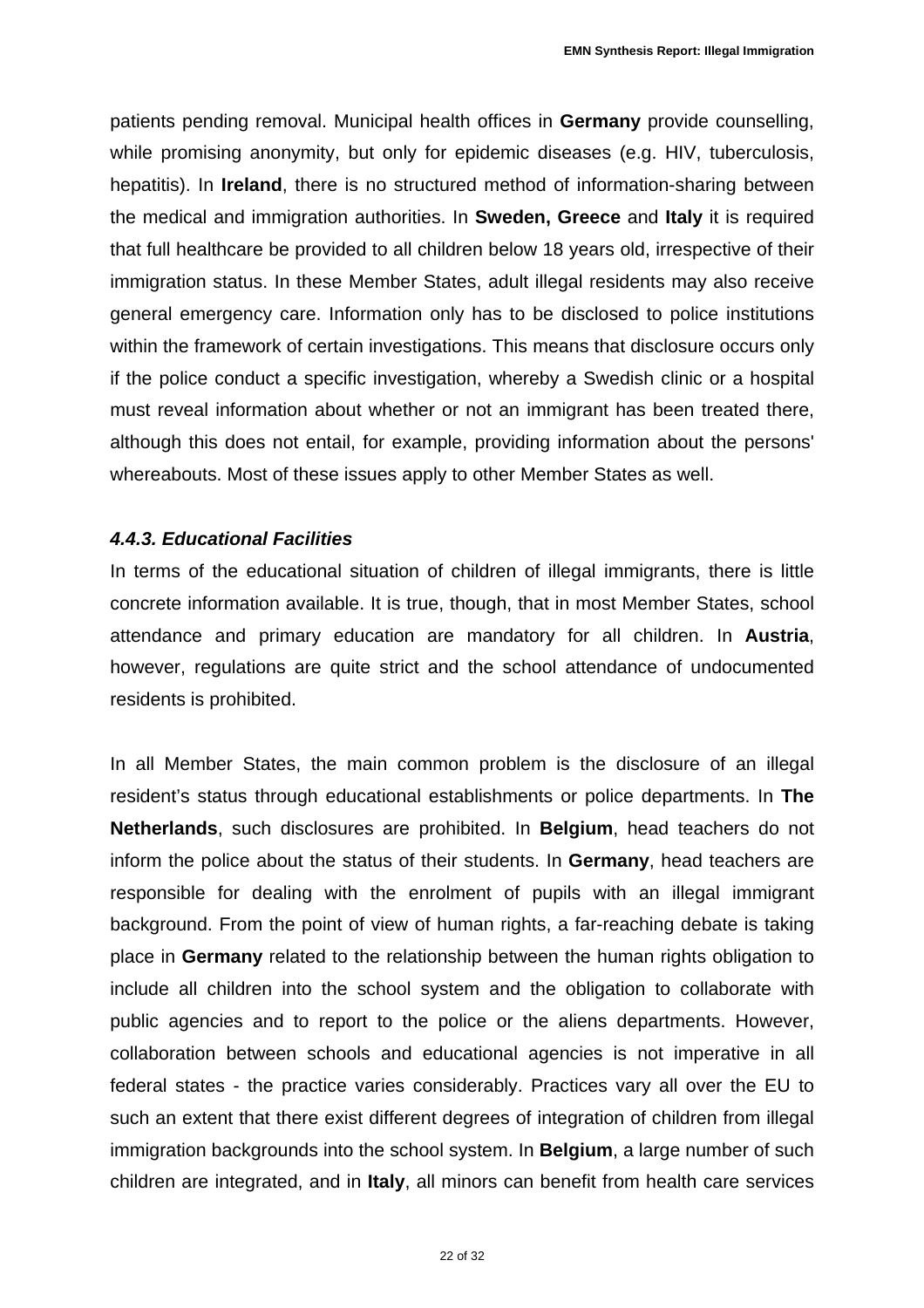patients pending removal. Municipal health offices in **Germany** provide counselling, while promising anonymity, but only for epidemic diseases (e.g. HIV, tuberculosis, hepatitis). In **Ireland**, there is no structured method of information-sharing between the medical and immigration authorities. In **Sweden, Greece** and **Italy** it is required that full healthcare be provided to all children below 18 years old, irrespective of their immigration status. In these Member States, adult illegal residents may also receive general emergency care. Information only has to be disclosed to police institutions within the framework of certain investigations. This means that disclosure occurs only if the police conduct a specific investigation, whereby a Swedish clinic or a hospital must reveal information about whether or not an immigrant has been treated there, although this does not entail, for example, providing information about the persons' whereabouts. Most of these issues apply to other Member States as well.

#### *4.4.3. Educational Facilities*

In terms of the educational situation of children of illegal immigrants, there is little concrete information available. It is true, though, that in most Member States, school attendance and primary education are mandatory for all children. In **Austria**, however, regulations are quite strict and the school attendance of undocumented residents is prohibited.

In all Member States, the main common problem is the disclosure of an illegal resident's status through educational establishments or police departments. In **The Netherlands**, such disclosures are prohibited. In **Belgium**, head teachers do not inform the police about the status of their students. In **Germany**, head teachers are responsible for dealing with the enrolment of pupils with an illegal immigrant background. From the point of view of human rights, a far-reaching debate is taking place in **Germany** related to the relationship between the human rights obligation to include all children into the school system and the obligation to collaborate with public agencies and to report to the police or the aliens departments. However, collaboration between schools and educational agencies is not imperative in all federal states - the practice varies considerably. Practices vary all over the EU to such an extent that there exist different degrees of integration of children from illegal immigration backgrounds into the school system. In **Belgium**, a large number of such children are integrated, and in **Italy**, all minors can benefit from health care services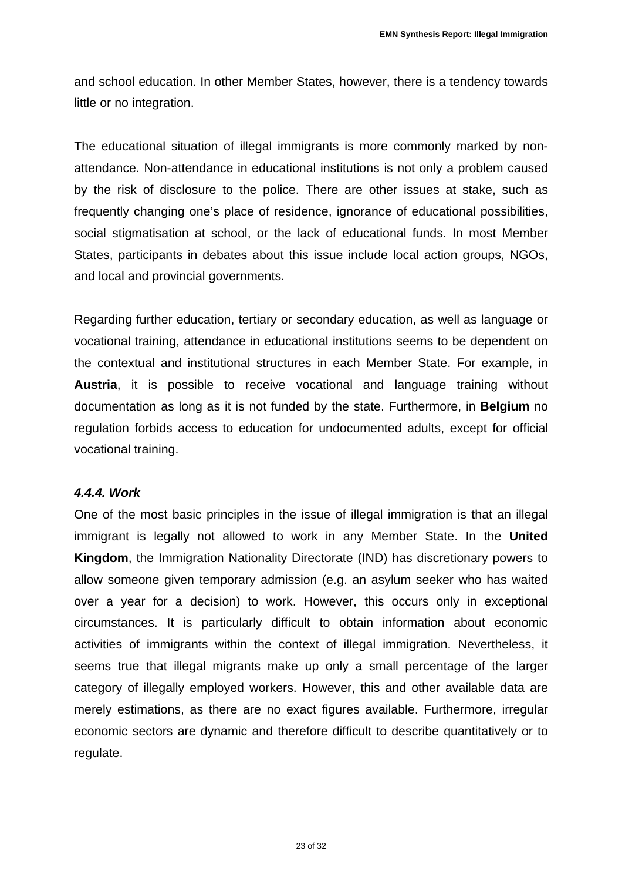and school education. In other Member States, however, there is a tendency towards little or no integration.

The educational situation of illegal immigrants is more commonly marked by non-attendance. Non-attendance in educational institutions is not only a problem caused by the risk of disclosure to the police. There are other issues at stake, such as frequently changing one's place of residence, ignorance of educational possibilities, social stigmatisation at school, or the lack of educational funds. In most Member States, participants in debates about this issue include local action groups, NGOs, and local and provincial governments.

Regarding further education, tertiary or secondary education, as well as language or vocational training, attendance in educational institutions seems to be dependent on the contextual and institutional structures in each Member State. For example, in **Austria**, it is possible to receive vocational and language training without documentation as long as it is not funded by the state. Furthermore, in **Belgium** no regulation forbids access to education for undocumented adults, except for official vocational training.

#### *4.4.4. Work*

One of the most basic principles in the issue of illegal immigration is that an illegal immigrant is legally not allowed to work in any Member State. In the **United Kingdom**, the Immigration Nationality Directorate (IND) has discretionary powers to allow someone given temporary admission (e.g. an asylum seeker who has waited over a year for a decision) to work. However, this occurs only in exceptional circumstances. It is particularly difficult to obtain information about economic activities of immigrants within the context of illegal immigration. Nevertheless, it seems true that illegal migrants make up only a small percentage of the larger category of illegally employed workers. However, this and other available data are merely estimations, as there are no exact figures available. Furthermore, irregular economic sectors are dynamic and therefore difficult to describe quantitatively or to regulate.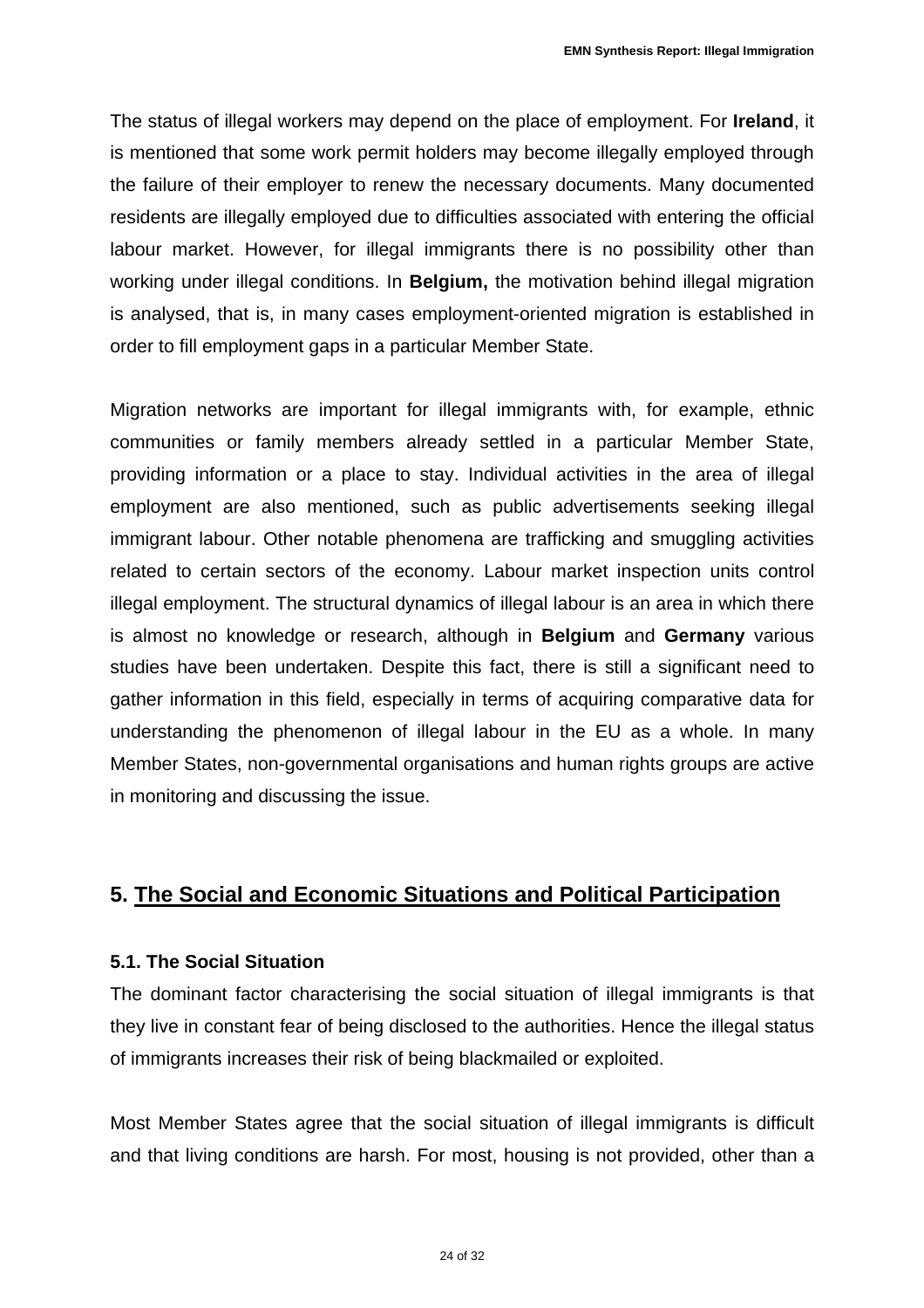The status of illegal workers may depend on the place of employment. For **Ireland**, it is mentioned that some work permit holders may become illegally employed through the failure of their employer to renew the necessary documents. Many documented residents are illegally employed due to difficulties associated with entering the official labour market. However, for illegal immigrants there is no possibility other than working under illegal conditions. In **Belgium,** the motivation behind illegal migration is analysed, that is, in many cases employment-oriented migration is established in order to fill employment gaps in a particular Member State.

Migration networks are important for illegal immigrants with, for example, ethnic communities or family members already settled in a particular Member State, providing information or a place to stay. Individual activities in the area of illegal employment are also mentioned, such as public advertisements seeking illegal immigrant labour. Other notable phenomena are trafficking and smuggling activities related to certain sectors of the economy. Labour market inspection units control illegal employment. The structural dynamics of illegal labour is an area in which there is almost no knowledge or research, although in **Belgium** and **Germany** various studies have been undertaken. Despite this fact, there is still a significant need to gather information in this field, especially in terms of acquiring comparative data for understanding the phenomenon of illegal labour in the EU as a whole. In many Member States, non-governmental organisations and human rights groups are active in monitoring and discussing the issue.

## 5. The Social and Economic Situations and Political Participation

### 5.1. The Social Situation

The dominant factor characterising the social situation of illegal immigrants is that they live in constant fear of being disclosed to the authorities. Hence the illegal status of immigrants increases their risk of being blackmailed or exploited.

Most Member States agree that the social situation of illegal immigrants is difficult and that living conditions are harsh. For most, housing is not provided, other than a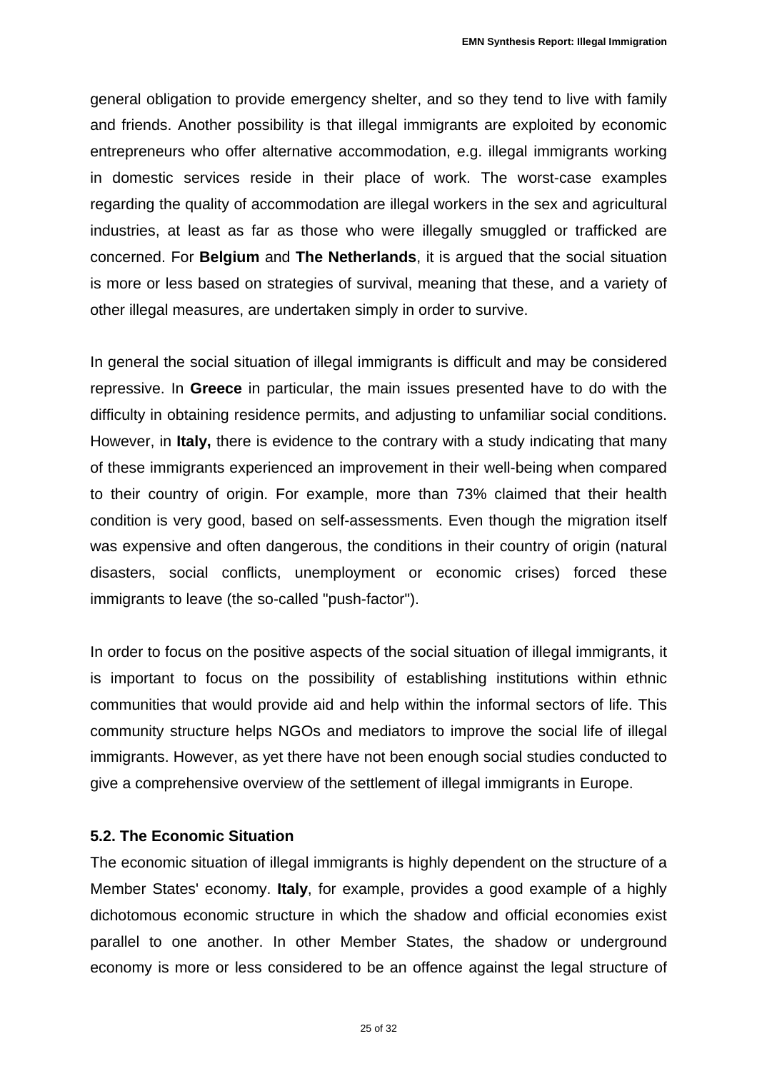general obligation to provide emergency shelter, and so they tend to live with family and friends. Another possibility is that illegal immigrants are exploited by economic entrepreneurs who offer alternative accommodation, e.g. illegal immigrants working in domestic services reside in their place of work. The worst-case examples regarding the quality of accommodation are illegal workers in the sex and agricultural industries, at least as far as those who were illegally smuggled or trafficked are concerned. For **Belgium** and **The Netherlands**, it is argued that the social situation is more or less based on strategies of survival, meaning that these, and a variety of other illegal measures, are undertaken simply in order to survive.

In general the social situation of illegal immigrants is difficult and may be considered repressive. In **Greece** in particular, the main issues presented have to do with the difficulty in obtaining residence permits, and adjusting to unfamiliar social conditions. However, in **Italy,** there is evidence to the contrary with a study indicating that many of these immigrants experienced an improvement in their well-being when compared to their country of origin. For example, more than 73% claimed that their health condition is very good, based on self-assessments. Even though the migration itself was expensive and often dangerous, the conditions in their country of origin (natural disasters, social conflicts, unemployment or economic crises) forced these immigrants to leave (the so-called "push-factor").

In order to focus on the positive aspects of the social situation of illegal immigrants, it is important to focus on the possibility of establishing institutions within ethnic communities that would provide aid and help within the informal sectors of life. This community structure helps NGOs and mediators to improve the social life of illegal immigrants. However, as yet there have not been enough social studies conducted to give a comprehensive overview of the settlement of illegal immigrants in Europe.

### 5.2. The Economic Situation

The economic situation of illegal immigrants is highly dependent on the structure of a Member States' economy. **Italy**, for example, provides a good example of a highly dichotomous economic structure in which the shadow and official economies exist parallel to one another. In other Member States, the shadow or underground economy is more or less considered to be an offence against the legal structure of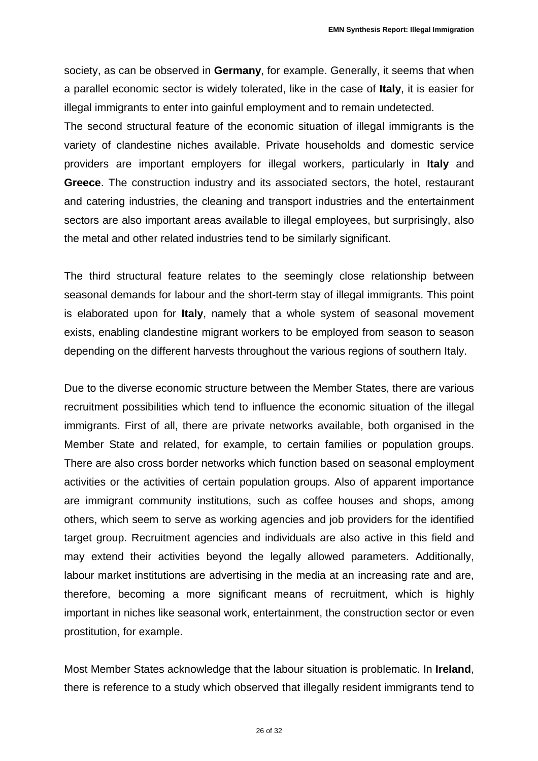society, as can be observed in **Germany**, for example. Generally, it seems that when a parallel economic sector is widely tolerated, like in the case of **Italy**, it is easier for illegal immigrants to enter into gainful employment and to remain undetected.
The second structural feature of the economic situation of illegal immigrants is the variety of clandestine niches available. Private households and domestic service providers are important employers for illegal workers, particularly in **Italy** and **Greece**. The construction industry and its associated sectors, the hotel, restaurant and catering industries, the cleaning and transport industries and the entertainment sectors are also important areas available to illegal employees, but surprisingly, also the metal and other related industries tend to be similarly significant.

The third structural feature relates to the seemingly close relationship between seasonal demands for labour and the short-term stay of illegal immigrants. This point is elaborated upon for **Italy**, namely that a whole system of seasonal movement exists, enabling clandestine migrant workers to be employed from season to season depending on the different harvests throughout the various regions of southern Italy.

Due to the diverse economic structure between the Member States, there are various recruitment possibilities which tend to influence the economic situation of the illegal immigrants. First of all, there are private networks available, both organised in the Member State and related, for example, to certain families or population groups. There are also cross border networks which function based on seasonal employment activities or the activities of certain population groups. Also of apparent importance are immigrant community institutions, such as coffee houses and shops, among others, which seem to serve as working agencies and job providers for the identified target group. Recruitment agencies and individuals are also active in this field and may extend their activities beyond the legally allowed parameters. Additionally, labour market institutions are advertising in the media at an increasing rate and are, therefore, becoming a more significant means of recruitment, which is highly important in niches like seasonal work, entertainment, the construction sector or even prostitution, for example.

Most Member States acknowledge that the labour situation is problematic. In **Ireland**, there is reference to a study which observed that illegally resident immigrants tend to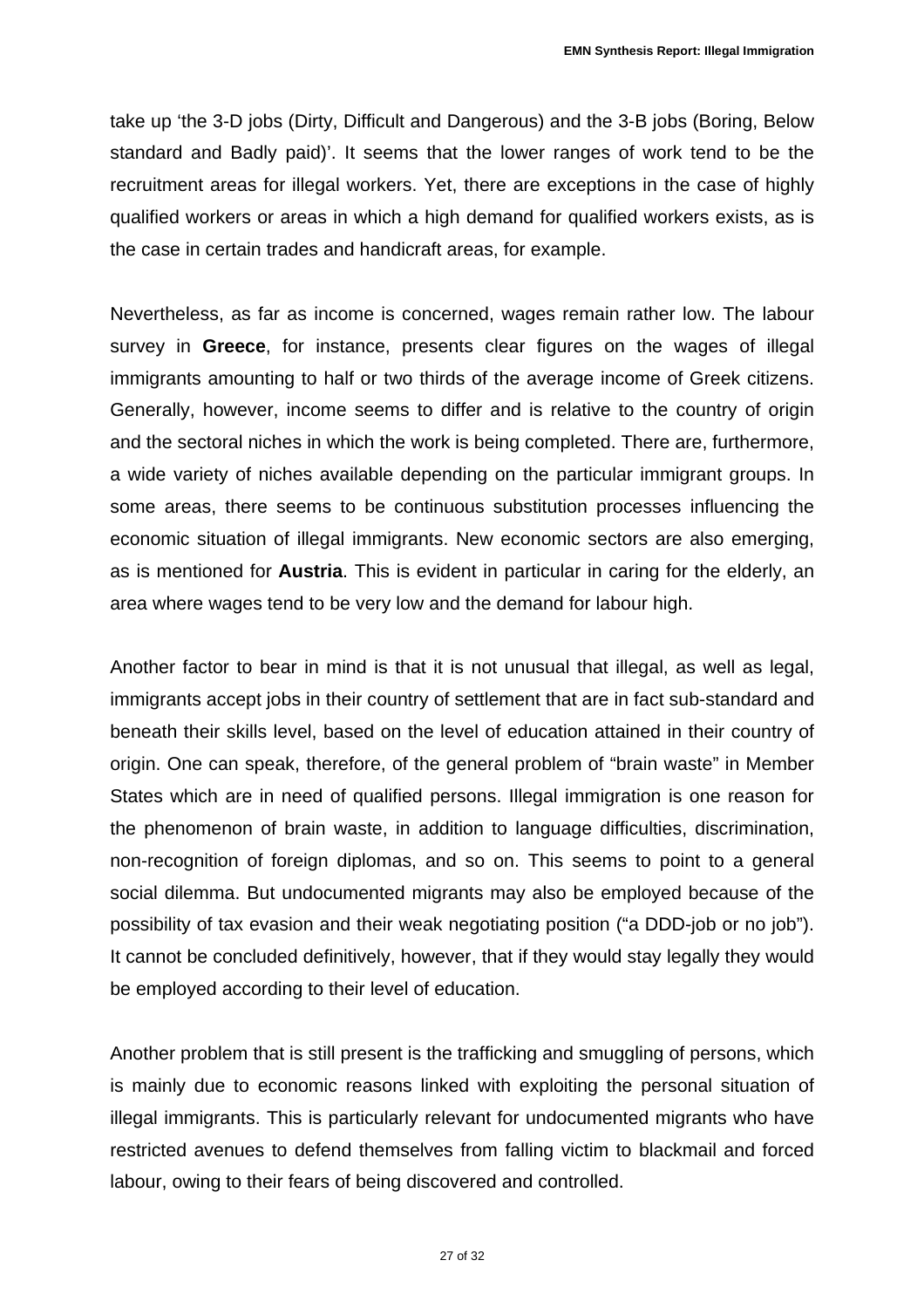take up 'the 3-D jobs (Dirty, Difficult and Dangerous) and the 3-B jobs (Boring, Below standard and Badly paid)'. It seems that the lower ranges of work tend to be the recruitment areas for illegal workers. Yet, there are exceptions in the case of highly qualified workers or areas in which a high demand for qualified workers exists, as is the case in certain trades and handicraft areas, for example.

Nevertheless, as far as income is concerned, wages remain rather low. The labour survey in **Greece**, for instance, presents clear figures on the wages of illegal immigrants amounting to half or two thirds of the average income of Greek citizens. Generally, however, income seems to differ and is relative to the country of origin and the sectoral niches in which the work is being completed. There are, furthermore, a wide variety of niches available depending on the particular immigrant groups. In some areas, there seems to be continuous substitution processes influencing the economic situation of illegal immigrants. New economic sectors are also emerging, as is mentioned for **Austria**. This is evident in particular in caring for the elderly, an area where wages tend to be very low and the demand for labour high.

Another factor to bear in mind is that it is not unusual that illegal, as well as legal, immigrants accept jobs in their country of settlement that are in fact sub-standard and beneath their skills level, based on the level of education attained in their country of origin. One can speak, therefore, of the general problem of "brain waste" in Member States which are in need of qualified persons. Illegal immigration is one reason for the phenomenon of brain waste, in addition to language difficulties, discrimination, non-recognition of foreign diplomas, and so on. This seems to point to a general social dilemma. But undocumented migrants may also be employed because of the possibility of tax evasion and their weak negotiating position ("a DDD-job or no job"). It cannot be concluded definitively, however, that if they would stay legally they would be employed according to their level of education.

Another problem that is still present is the trafficking and smuggling of persons, which is mainly due to economic reasons linked with exploiting the personal situation of illegal immigrants. This is particularly relevant for undocumented migrants who have restricted avenues to defend themselves from falling victim to blackmail and forced labour, owing to their fears of being discovered and controlled.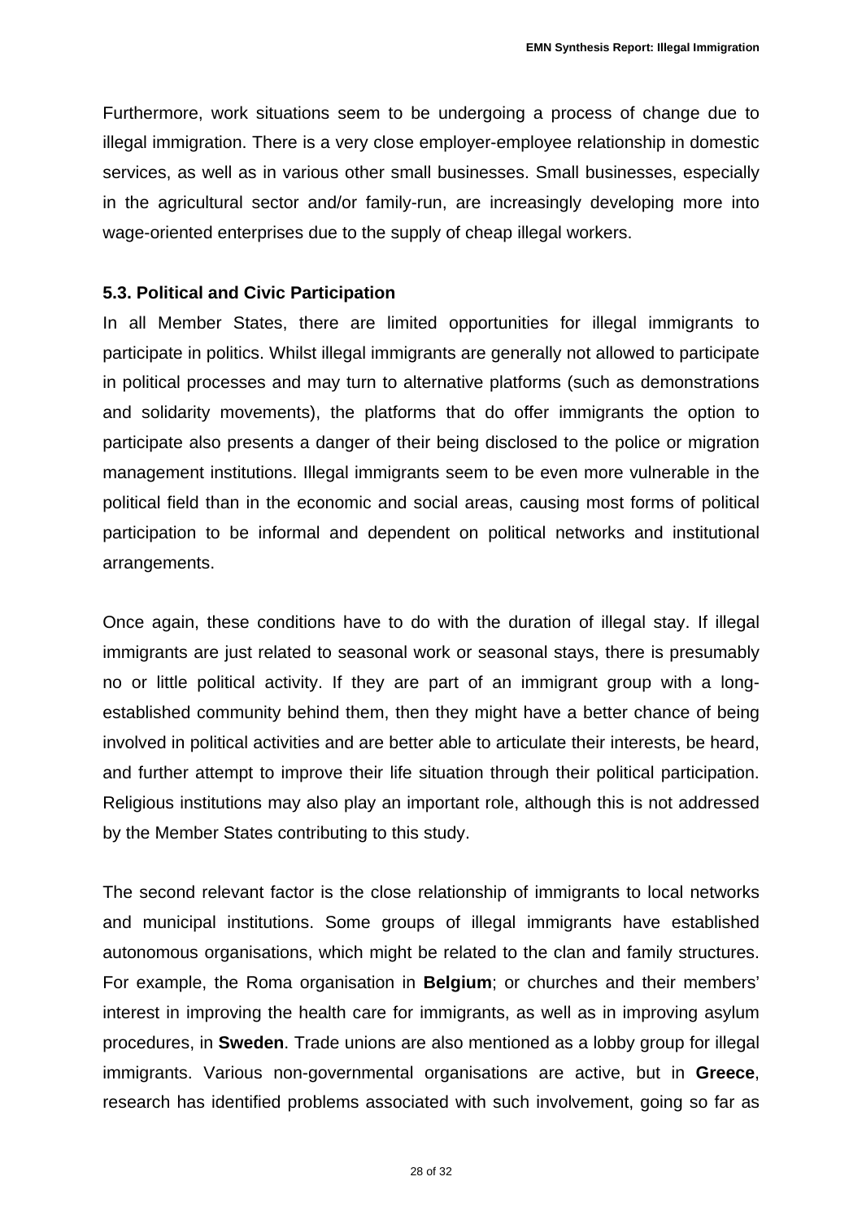Furthermore, work situations seem to be undergoing a process of change due to illegal immigration. There is a very close employer-employee relationship in domestic services, as well as in various other small businesses. Small businesses, especially in the agricultural sector and/or family-run, are increasingly developing more into wage-oriented enterprises due to the supply of cheap illegal workers.

### 5.3. Political and Civic Participation

In all Member States, there are limited opportunities for illegal immigrants to participate in politics. Whilst illegal immigrants are generally not allowed to participate in political processes and may turn to alternative platforms (such as demonstrations and solidarity movements), the platforms that do offer immigrants the option to participate also presents a danger of their being disclosed to the police or migration management institutions. Illegal immigrants seem to be even more vulnerable in the political field than in the economic and social areas, causing most forms of political participation to be informal and dependent on political networks and institutional arrangements.

Once again, these conditions have to do with the duration of illegal stay. If illegal immigrants are just related to seasonal work or seasonal stays, there is presumably no or little political activity. If they are part of an immigrant group with a long-established community behind them, then they might have a better chance of being involved in political activities and are better able to articulate their interests, be heard, and further attempt to improve their life situation through their political participation. Religious institutions may also play an important role, although this is not addressed by the Member States contributing to this study.

The second relevant factor is the close relationship of immigrants to local networks and municipal institutions. Some groups of illegal immigrants have established autonomous organisations, which might be related to the clan and family structures. For example, the Roma organisation in **Belgium**; or churches and their members' interest in improving the health care for immigrants, as well as in improving asylum procedures, in **Sweden**. Trade unions are also mentioned as a lobby group for illegal immigrants. Various non-governmental organisations are active, but in **Greece**, research has identified problems associated with such involvement, going so far as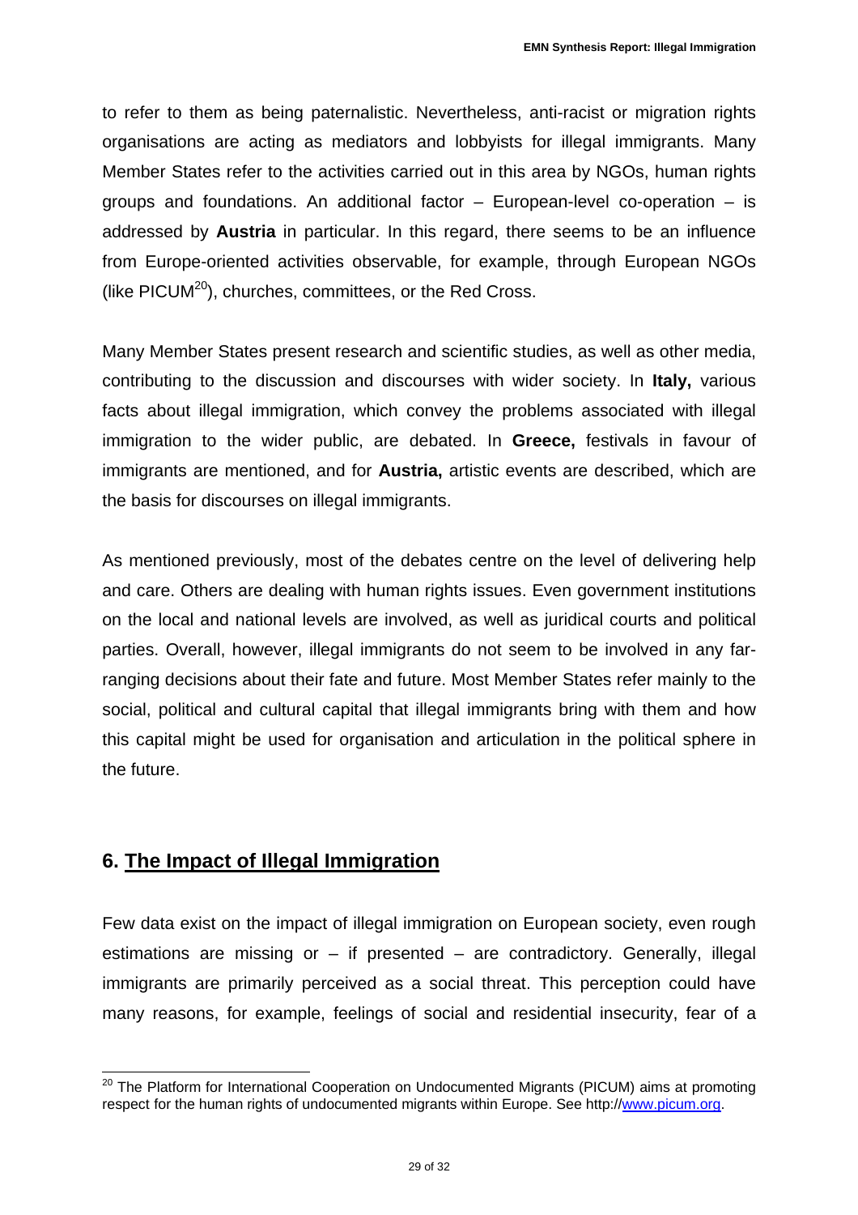to refer to them as being paternalistic. Nevertheless, anti-racist or migration rights organisations are acting as mediators and lobbyists for illegal immigrants. Many Member States refer to the activities carried out in this area by NGOs, human rights groups and foundations. An additional factor – European-level co-operation – is addressed by **Austria** in particular. In this regard, there seems to be an influence from Europe-oriented activities observable, for example, through European NGOs (like PICUM[20]), churches, committees, or the Red Cross.

Many Member States present research and scientific studies, as well as other media, contributing to the discussion and discourses with wider society. In **Italy,** various facts about illegal immigration, which convey the problems associated with illegal immigration to the wider public, are debated. In **Greece,** festivals in favour of immigrants are mentioned, and for **Austria,** artistic events are described, which are the basis for discourses on illegal immigrants.

As mentioned previously, most of the debates centre on the level of delivering help and care. Others are dealing with human rights issues. Even government institutions on the local and national levels are involved, as well as juridical courts and political parties. Overall, however, illegal immigrants do not seem to be involved in any far-ranging decisions about their fate and future. Most Member States refer mainly to the social, political and cultural capital that illegal immigrants bring with them and how this capital might be used for organisation and articulation in the political sphere in the future.

## 6. The Impact of Illegal Immigration

Few data exist on the impact of illegal immigration on European society, even rough estimations are missing or – if presented – are contradictory. Generally, illegal immigrants are primarily perceived as a social threat. This perception could have many reasons, for example, feelings of social and residential insecurity, fear of a

[20] The Platform for International Cooperation on Undocumented Migrants (PICUM) aims at promoting respect for the human rights of undocumented migrants within Europe. See http://www.picum.org.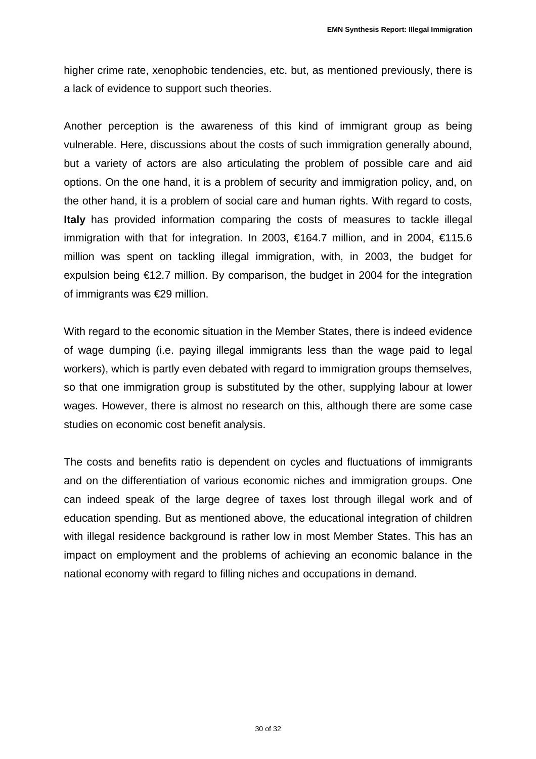higher crime rate, xenophobic tendencies, etc. but, as mentioned previously, there is a lack of evidence to support such theories.

Another perception is the awareness of this kind of immigrant group as being vulnerable. Here, discussions about the costs of such immigration generally abound, but a variety of actors are also articulating the problem of possible care and aid options. On the one hand, it is a problem of security and immigration policy, and, on the other hand, it is a problem of social care and human rights. With regard to costs, **Italy** has provided information comparing the costs of measures to tackle illegal immigration with that for integration. In 2003, €164.7 million, and in 2004, €115.6 million was spent on tackling illegal immigration, with, in 2003, the budget for expulsion being €12.7 million. By comparison, the budget in 2004 for the integration of immigrants was €29 million.

With regard to the economic situation in the Member States, there is indeed evidence of wage dumping (i.e. paying illegal immigrants less than the wage paid to legal workers), which is partly even debated with regard to immigration groups themselves, so that one immigration group is substituted by the other, supplying labour at lower wages. However, there is almost no research on this, although there are some case studies on economic cost benefit analysis.

The costs and benefits ratio is dependent on cycles and fluctuations of immigrants and on the differentiation of various economic niches and immigration groups. One can indeed speak of the large degree of taxes lost through illegal work and of education spending. But as mentioned above, the educational integration of children with illegal residence background is rather low in most Member States. This has an impact on employment and the problems of achieving an economic balance in the national economy with regard to filling niches and occupations in demand.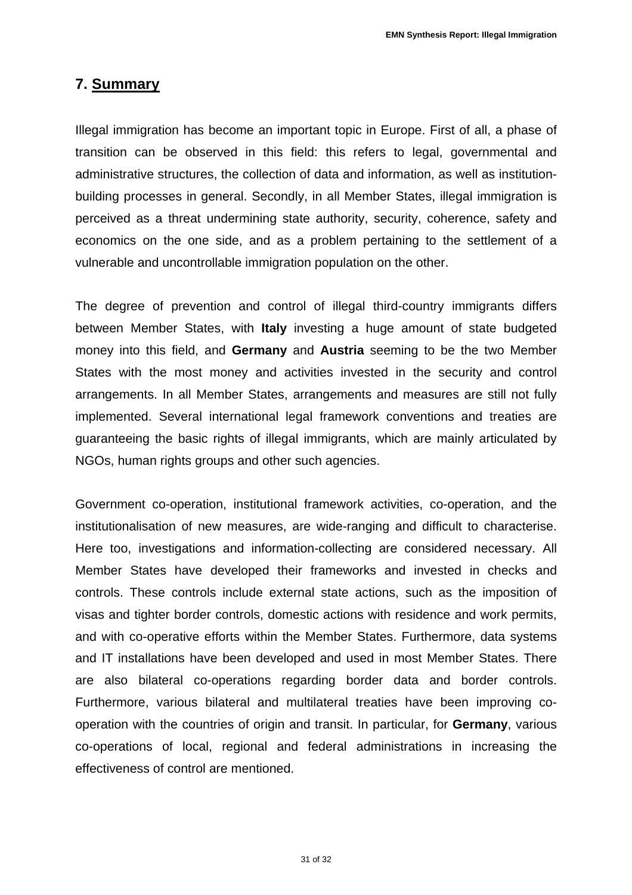## 7. Summary

Illegal immigration has become an important topic in Europe. First of all, a phase of transition can be observed in this field: this refers to legal, governmental and administrative structures, the collection of data and information, as well as institution-building processes in general. Secondly, in all Member States, illegal immigration is perceived as a threat undermining state authority, security, coherence, safety and economics on the one side, and as a problem pertaining to the settlement of a vulnerable and uncontrollable immigration population on the other.

The degree of prevention and control of illegal third-country immigrants differs between Member States, with **Italy** investing a huge amount of state budgeted money into this field, and **Germany** and **Austria** seeming to be the two Member States with the most money and activities invested in the security and control arrangements. In all Member States, arrangements and measures are still not fully implemented. Several international legal framework conventions and treaties are guaranteeing the basic rights of illegal immigrants, which are mainly articulated by NGOs, human rights groups and other such agencies.

Government co-operation, institutional framework activities, co-operation, and the institutionalisation of new measures, are wide-ranging and difficult to characterise. Here too, investigations and information-collecting are considered necessary. All Member States have developed their frameworks and invested in checks and controls. These controls include external state actions, such as the imposition of visas and tighter border controls, domestic actions with residence and work permits, and with co-operative efforts within the Member States. Furthermore, data systems and IT installations have been developed and used in most Member States. There are also bilateral co-operations regarding border data and border controls. Furthermore, various bilateral and multilateral treaties have been improving co-operation with the countries of origin and transit. In particular, for **Germany**, various co-operations of local, regional and federal administrations in increasing the effectiveness of control are mentioned.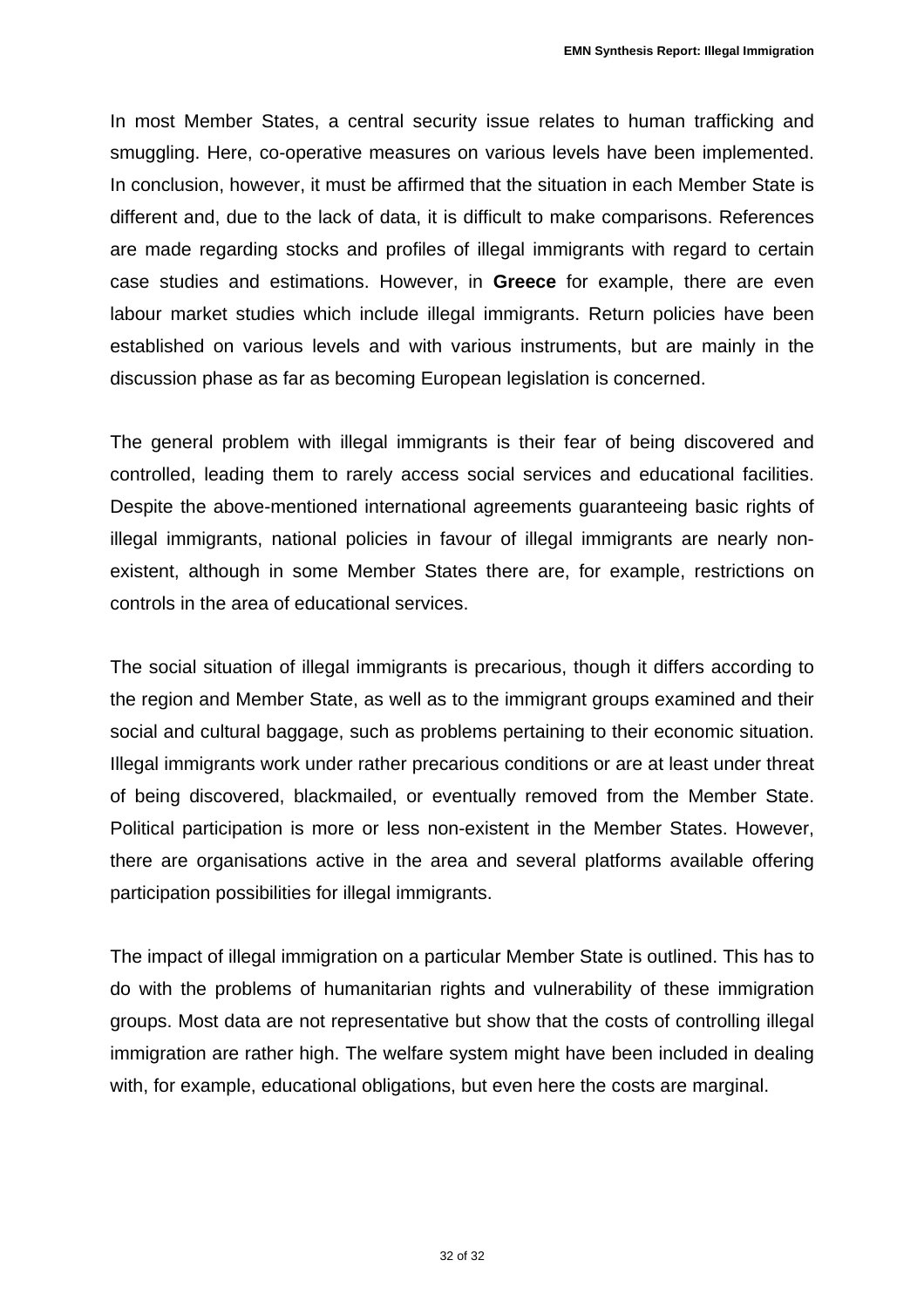In most Member States, a central security issue relates to human trafficking and smuggling. Here, co-operative measures on various levels have been implemented. In conclusion, however, it must be affirmed that the situation in each Member State is different and, due to the lack of data, it is difficult to make comparisons. References are made regarding stocks and profiles of illegal immigrants with regard to certain case studies and estimations. However, in **Greece** for example, there are even labour market studies which include illegal immigrants. Return policies have been established on various levels and with various instruments, but are mainly in the discussion phase as far as becoming European legislation is concerned.

The general problem with illegal immigrants is their fear of being discovered and controlled, leading them to rarely access social services and educational facilities. Despite the above-mentioned international agreements guaranteeing basic rights of illegal immigrants, national policies in favour of illegal immigrants are nearly non-existent, although in some Member States there are, for example, restrictions on controls in the area of educational services.

The social situation of illegal immigrants is precarious, though it differs according to the region and Member State, as well as to the immigrant groups examined and their social and cultural baggage, such as problems pertaining to their economic situation. Illegal immigrants work under rather precarious conditions or are at least under threat of being discovered, blackmailed, or eventually removed from the Member State. Political participation is more or less non-existent in the Member States. However, there are organisations active in the area and several platforms available offering participation possibilities for illegal immigrants.

The impact of illegal immigration on a particular Member State is outlined. This has to do with the problems of humanitarian rights and vulnerability of these immigration groups. Most data are not representative but show that the costs of controlling illegal immigration are rather high. The welfare system might have been included in dealing with, for example, educational obligations, but even here the costs are marginal.